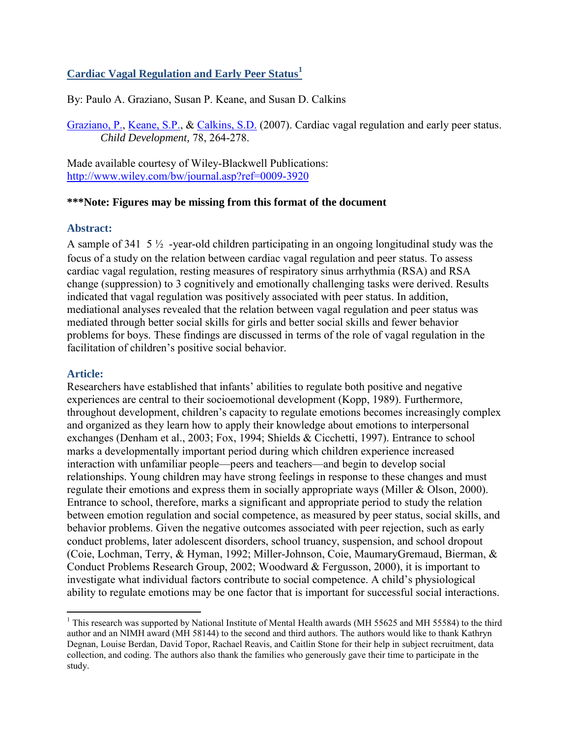## Cardiac Vagal Regulation and Early Peer Status[1]

By: Paulo A. Graziano, Susan P. Keane, and Susan D. Calkins

Graziano, P., Keane, S.P., & Calkins, S.D. (2007). Cardiac vagal regulation and early peer status. *Child Development,* 78, 264-278.

Made available courtesy of Wiley-Blackwell Publications: http://www.wiley.com/bw/journal.asp?ref=0009-3920

**\*\*\*Note: Figures may be missing from this format of the document**

### Abstract:

A sample of 341 5 ½ -year-old children participating in an ongoing longitudinal study was the focus of a study on the relation between cardiac vagal regulation and peer status. To assess cardiac vagal regulation, resting measures of respiratory sinus arrhythmia (RSA) and RSA change (suppression) to 3 cognitively and emotionally challenging tasks were derived. Results indicated that vagal regulation was positively associated with peer status. In addition, mediational analyses revealed that the relation between vagal regulation and peer status was mediated through better social skills for girls and better social skills and fewer behavior problems for boys. These findings are discussed in terms of the role of vagal regulation in the facilitation of children's positive social behavior.

### Article:

Researchers have established that infants' abilities to regulate both positive and negative experiences are central to their socioemotional development (Kopp, 1989). Furthermore, throughout development, children's capacity to regulate emotions becomes increasingly complex and organized as they learn how to apply their knowledge about emotions to interpersonal exchanges (Denham et al., 2003; Fox, 1994; Shields & Cicchetti, 1997). Entrance to school marks a developmentally important period during which children experience increased interaction with unfamiliar people—peers and teachers—and begin to develop social relationships. Young children may have strong feelings in response to these changes and must regulate their emotions and express them in socially appropriate ways (Miller & Olson, 2000). Entrance to school, therefore, marks a significant and appropriate period to study the relation between emotion regulation and social competence, as measured by peer status, social skills, and behavior problems. Given the negative outcomes associated with peer rejection, such as early conduct problems, later adolescent disorders, school truancy, suspension, and school dropout (Coie, Lochman, Terry, & Hyman, 1992; Miller-Johnson, Coie, MaumaryGremaud, Bierman, & Conduct Problems Research Group, 2002; Woodward & Fergusson, 2000), it is important to investigate what individual factors contribute to social competence. A child's physiological ability to regulate emotions may be one factor that is important for successful social interactions.

---

[1] This research was supported by National Institute of Mental Health awards (MH 55625 and MH 55584) to the third author and an NIMH award (MH 58144) to the second and third authors. The authors would like to thank Kathryn Degnan, Louise Berdan, David Topor, Rachael Reavis, and Caitlin Stone for their help in subject recruitment, data collection, and coding. The authors also thank the families who generously gave their time to participate in the study.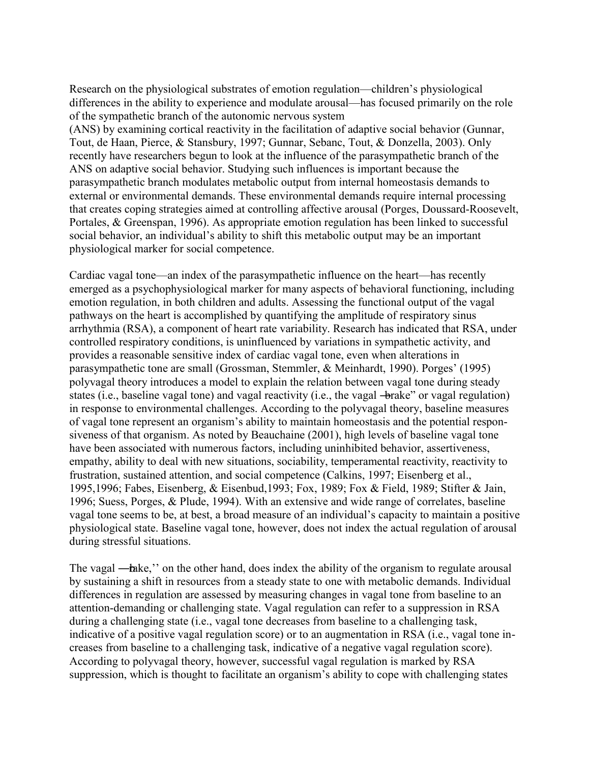Research on the physiological substrates of emotion regulation—children's physiological differences in the ability to experience and modulate arousal—has focused primarily on the role of the sympathetic branch of the autonomic nervous system (ANS) by examining cortical reactivity in the facilitation of adaptive social behavior (Gunnar, Tout, de Haan, Pierce, & Stansbury, 1997; Gunnar, Sebanc, Tout, & Donzella, 2003). Only recently have researchers begun to look at the influence of the parasympathetic branch of the ANS on adaptive social behavior. Studying such influences is important because the parasympathetic branch modulates metabolic output from internal homeostasis demands to external or environmental demands. These environmental demands require internal processing that creates coping strategies aimed at controlling affective arousal (Porges, Doussard-Roosevelt, Portales, & Greenspan, 1996). As appropriate emotion regulation has been linked to successful social behavior, an individual's ability to shift this metabolic output may be an important physiological marker for social competence.

Cardiac vagal tone—an index of the parasympathetic influence on the heart—has recently emerged as a psychophysiological marker for many aspects of behavioral functioning, including emotion regulation, in both children and adults. Assessing the functional output of the vagal pathways on the heart is accomplished by quantifying the amplitude of respiratory sinus arrhythmia (RSA), a component of heart rate variability. Research has indicated that RSA, under controlled respiratory conditions, is uninfluenced by variations in sympathetic activity, and provides a reasonable sensitive index of cardiac vagal tone, even when alterations in parasympathetic tone are small (Grossman, Stemmler, & Meinhardt, 1990). Porges' (1995) polyvagal theory introduces a model to explain the relation between vagal tone during steady states (i.e., baseline vagal tone) and vagal reactivity (i.e., the vagal "brake" or vagal regulation) in response to environmental challenges. According to the polyvagal theory, baseline measures of vagal tone represent an organism's ability to maintain homeostasis and the potential responsiveness of that organism. As noted by Beauchaine (2001), high levels of baseline vagal tone have been associated with numerous factors, including uninhibited behavior, assertiveness, empathy, ability to deal with new situations, sociability, temperamental reactivity, reactivity to frustration, sustained attention, and social competence (Calkins, 1997; Eisenberg et al., 1995,1996; Fabes, Eisenberg, & Eisenbud,1993; Fox, 1989; Fox & Field, 1989; Stifter & Jain, 1996; Suess, Porges, & Plude, 1994). With an extensive and wide range of correlates, baseline vagal tone seems to be, at best, a broad measure of an individual's capacity to maintain a positive physiological state. Baseline vagal tone, however, does not index the actual regulation of arousal during stressful situations.

The vagal "brake,'' on the other hand, does index the ability of the organism to regulate arousal by sustaining a shift in resources from a steady state to one with metabolic demands. Individual differences in regulation are assessed by measuring changes in vagal tone from baseline to an attention-demanding or challenging state. Vagal regulation can refer to a suppression in RSA during a challenging state (i.e., vagal tone decreases from baseline to a challenging task, indicative of a positive vagal regulation score) or to an augmentation in RSA (i.e., vagal tone increases from baseline to a challenging task, indicative of a negative vagal regulation score). According to polyvagal theory, however, successful vagal regulation is marked by RSA suppression, which is thought to facilitate an organism's ability to cope with challenging states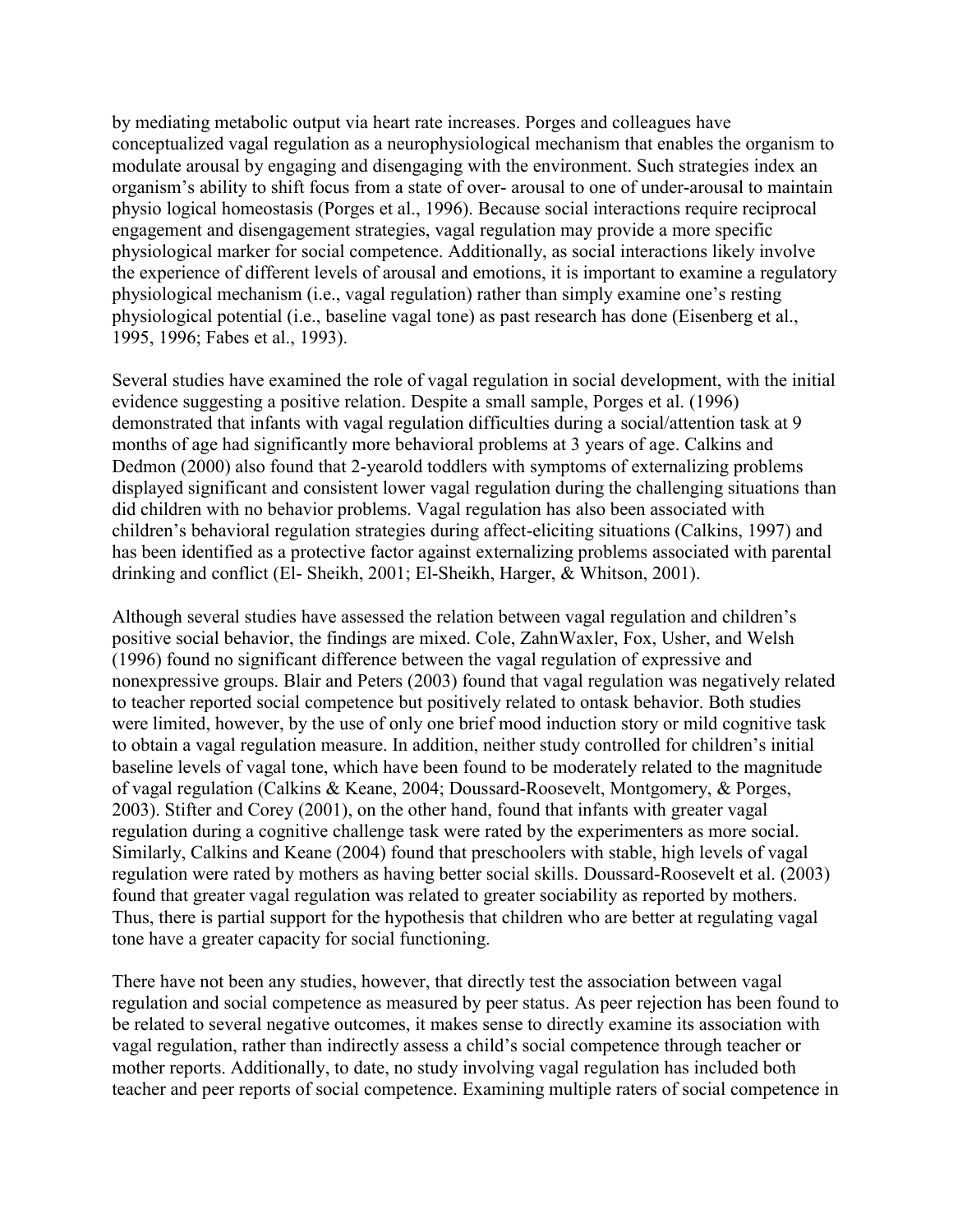by mediating metabolic output via heart rate increases. Porges and colleagues have conceptualized vagal regulation as a neurophysiological mechanism that enables the organism to modulate arousal by engaging and disengaging with the environment. Such strategies index an organism's ability to shift focus from a state of over- arousal to one of under-arousal to maintain physio logical homeostasis (Porges et al., 1996). Because social interactions require reciprocal engagement and disengagement strategies, vagal regulation may provide a more specific physiological marker for social competence. Additionally, as social interactions likely involve the experience of different levels of arousal and emotions, it is important to examine a regulatory physiological mechanism (i.e., vagal regulation) rather than simply examine one's resting physiological potential (i.e., baseline vagal tone) as past research has done (Eisenberg et al., 1995, 1996; Fabes et al., 1993).

Several studies have examined the role of vagal regulation in social development, with the initial evidence suggesting a positive relation. Despite a small sample, Porges et al. (1996) demonstrated that infants with vagal regulation difficulties during a social/attention task at 9 months of age had significantly more behavioral problems at 3 years of age. Calkins and Dedmon (2000) also found that 2-yearold toddlers with symptoms of externalizing problems displayed significant and consistent lower vagal regulation during the challenging situations than did children with no behavior problems. Vagal regulation has also been associated with children's behavioral regulation strategies during affect-eliciting situations (Calkins, 1997) and has been identified as a protective factor against externalizing problems associated with parental drinking and conflict (El- Sheikh, 2001; El-Sheikh, Harger, & Whitson, 2001).

Although several studies have assessed the relation between vagal regulation and children's positive social behavior, the findings are mixed. Cole, ZahnWaxler, Fox, Usher, and Welsh (1996) found no significant difference between the vagal regulation of expressive and nonexpressive groups. Blair and Peters (2003) found that vagal regulation was negatively related to teacher reported social competence but positively related to ontask behavior. Both studies were limited, however, by the use of only one brief mood induction story or mild cognitive task to obtain a vagal regulation measure. In addition, neither study controlled for children's initial baseline levels of vagal tone, which have been found to be moderately related to the magnitude of vagal regulation (Calkins & Keane, 2004; Doussard-Roosevelt, Montgomery, & Porges, 2003). Stifter and Corey (2001), on the other hand, found that infants with greater vagal regulation during a cognitive challenge task were rated by the experimenters as more social. Similarly, Calkins and Keane (2004) found that preschoolers with stable, high levels of vagal regulation were rated by mothers as having better social skills. Doussard-Roosevelt et al. (2003) found that greater vagal regulation was related to greater sociability as reported by mothers. Thus, there is partial support for the hypothesis that children who are better at regulating vagal tone have a greater capacity for social functioning.

There have not been any studies, however, that directly test the association between vagal regulation and social competence as measured by peer status. As peer rejection has been found to be related to several negative outcomes, it makes sense to directly examine its association with vagal regulation, rather than indirectly assess a child's social competence through teacher or mother reports. Additionally, to date, no study involving vagal regulation has included both teacher and peer reports of social competence. Examining multiple raters of social competence in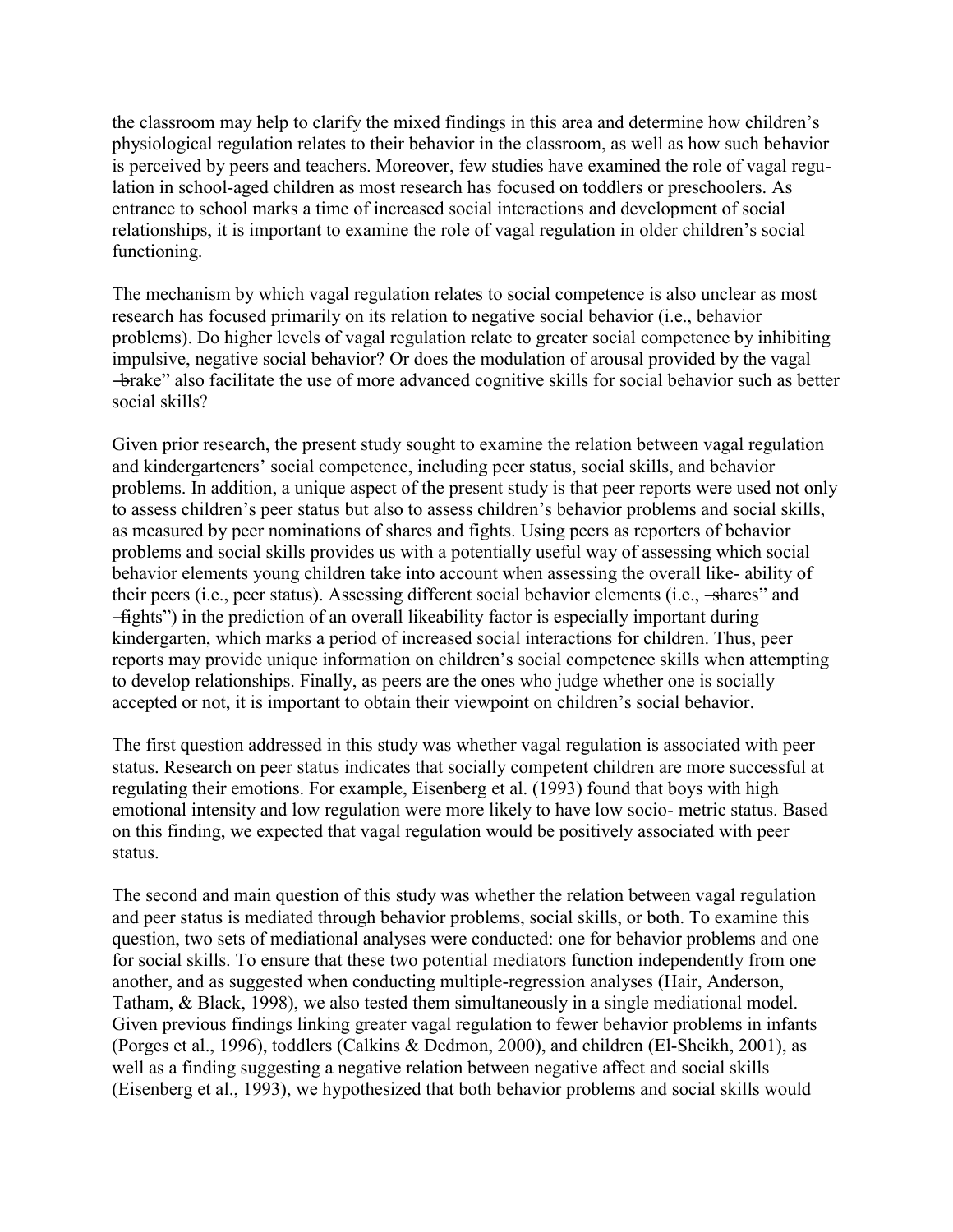the classroom may help to clarify the mixed findings in this area and determine how children's physiological regulation relates to their behavior in the classroom, as well as how such behavior is perceived by peers and teachers. Moreover, few studies have examined the role of vagal regulation in school-aged children as most research has focused on toddlers or preschoolers. As entrance to school marks a time of increased social interactions and development of social relationships, it is important to examine the role of vagal regulation in older children's social functioning.

The mechanism by which vagal regulation relates to social competence is also unclear as most research has focused primarily on its relation to negative social behavior (i.e., behavior problems). Do higher levels of vagal regulation relate to greater social competence by inhibiting impulsive, negative social behavior? Or does the modulation of arousal provided by the vagal ―brake" also facilitate the use of more advanced cognitive skills for social behavior such as better social skills?

Given prior research, the present study sought to examine the relation between vagal regulation and kindergarteners' social competence, including peer status, social skills, and behavior problems. In addition, a unique aspect of the present study is that peer reports were used not only to assess children's peer status but also to assess children's behavior problems and social skills, as measured by peer nominations of shares and fights. Using peers as reporters of behavior problems and social skills provides us with a potentially useful way of assessing which social behavior elements young children take into account when assessing the overall like- ability of their peers (i.e., peer status). Assessing different social behavior elements (i.e., ―shares" and ―fights") in the prediction of an overall likeability factor is especially important during kindergarten, which marks a period of increased social interactions for children. Thus, peer reports may provide unique information on children's social competence skills when attempting to develop relationships. Finally, as peers are the ones who judge whether one is socially accepted or not, it is important to obtain their viewpoint on children's social behavior.

The first question addressed in this study was whether vagal regulation is associated with peer status. Research on peer status indicates that socially competent children are more successful at regulating their emotions. For example, Eisenberg et al. (1993) found that boys with high emotional intensity and low regulation were more likely to have low socio- metric status. Based on this finding, we expected that vagal regulation would be positively associated with peer status.

The second and main question of this study was whether the relation between vagal regulation and peer status is mediated through behavior problems, social skills, or both. To examine this question, two sets of mediational analyses were conducted: one for behavior problems and one for social skills. To ensure that these two potential mediators function independently from one another, and as suggested when conducting multiple-regression analyses (Hair, Anderson, Tatham, & Black, 1998), we also tested them simultaneously in a single mediational model. Given previous findings linking greater vagal regulation to fewer behavior problems in infants (Porges et al., 1996), toddlers (Calkins & Dedmon, 2000), and children (El-Sheikh, 2001), as well as a finding suggesting a negative relation between negative affect and social skills (Eisenberg et al., 1993), we hypothesized that both behavior problems and social skills would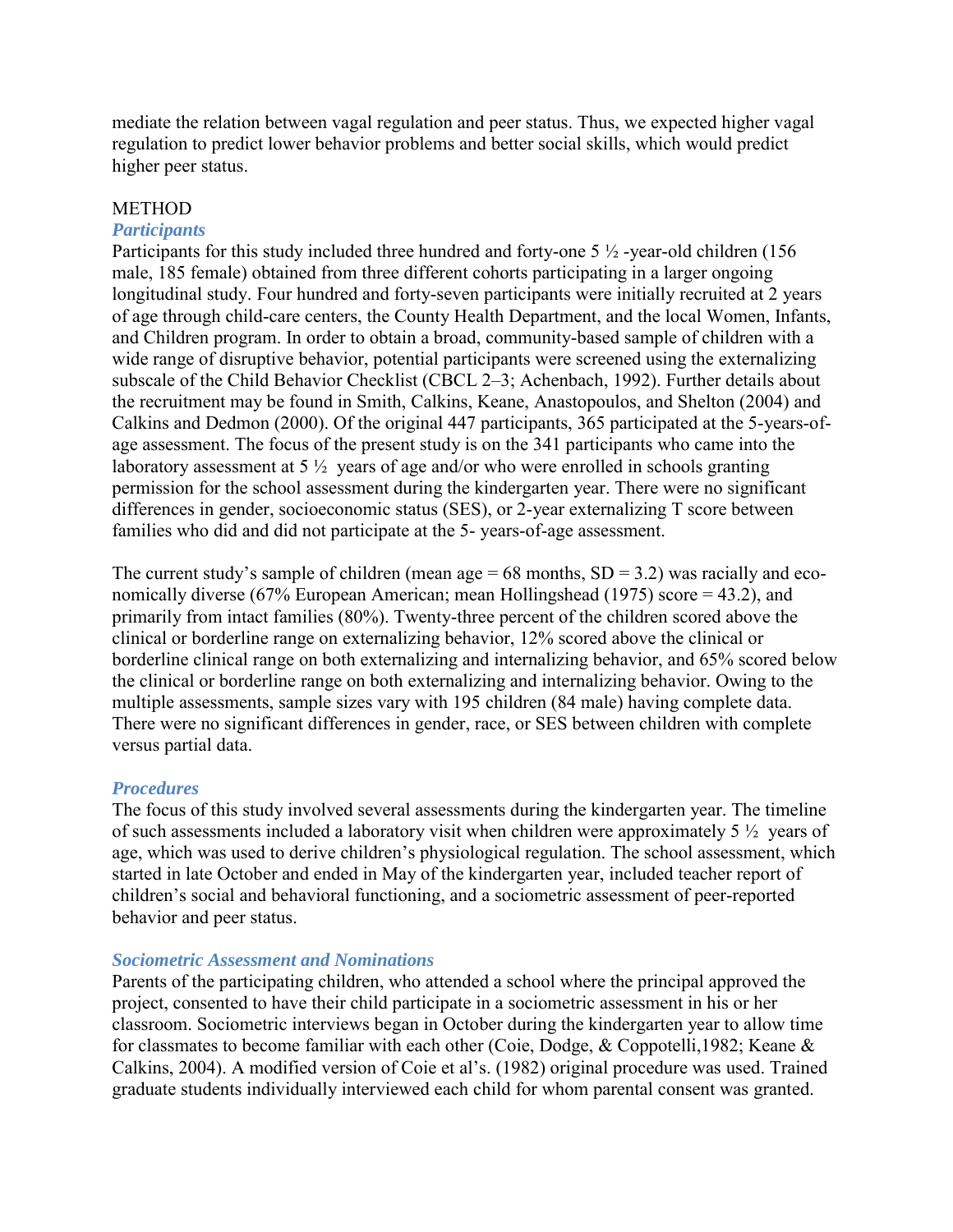mediate the relation between vagal regulation and peer status. Thus, we expected higher vagal regulation to predict lower behavior problems and better social skills, which would predict higher peer status.

## METHOD

### *Participants*

Participants for this study included three hundred and forty-one 5 ½ -year-old children (156 male, 185 female) obtained from three different cohorts participating in a larger ongoing longitudinal study. Four hundred and forty-seven participants were initially recruited at 2 years of age through child-care centers, the County Health Department, and the local Women, Infants, and Children program. In order to obtain a broad, community-based sample of children with a wide range of disruptive behavior, potential participants were screened using the externalizing subscale of the Child Behavior Checklist (CBCL 2–3; Achenbach, 1992). Further details about the recruitment may be found in Smith, Calkins, Keane, Anastopoulos, and Shelton (2004) and Calkins and Dedmon (2000). Of the original 447 participants, 365 participated at the 5-years-of-age assessment. The focus of the present study is on the 341 participants who came into the laboratory assessment at 5 ½ years of age and/or who were enrolled in schools granting permission for the school assessment during the kindergarten year. There were no significant differences in gender, socioeconomic status (SES), or 2-year externalizing T score between families who did and did not participate at the 5- years-of-age assessment.

The current study's sample of children (mean age = 68 months, SD = 3.2) was racially and economically diverse (67% European American; mean Hollingshead (1975) score = 43.2), and primarily from intact families (80%). Twenty-three percent of the children scored above the clinical or borderline range on externalizing behavior, 12% scored above the clinical or borderline clinical range on both externalizing and internalizing behavior, and 65% scored below the clinical or borderline range on both externalizing and internalizing behavior. Owing to the multiple assessments, sample sizes vary with 195 children (84 male) having complete data. There were no significant differences in gender, race, or SES between children with complete versus partial data.

### *Procedures*

The focus of this study involved several assessments during the kindergarten year. The timeline of such assessments included a laboratory visit when children were approximately 5 ½ years of age, which was used to derive children's physiological regulation. The school assessment, which started in late October and ended in May of the kindergarten year, included teacher report of children's social and behavioral functioning, and a sociometric assessment of peer-reported behavior and peer status.

### *Sociometric Assessment and Nominations*

Parents of the participating children, who attended a school where the principal approved the project, consented to have their child participate in a sociometric assessment in his or her classroom. Sociometric interviews began in October during the kindergarten year to allow time for classmates to become familiar with each other (Coie, Dodge, & Coppotelli,1982; Keane & Calkins, 2004). A modified version of Coie et al's. (1982) original procedure was used. Trained graduate students individually interviewed each child for whom parental consent was granted.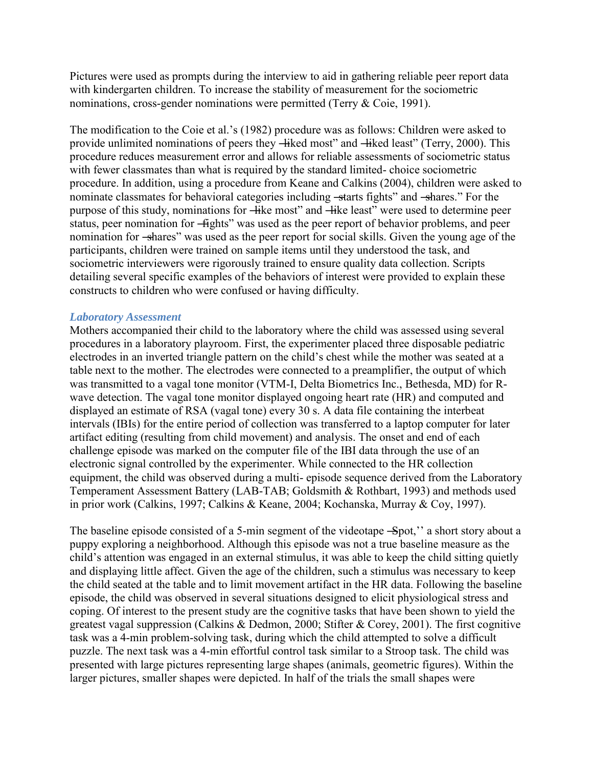Pictures were used as prompts during the interview to aid in gathering reliable peer report data with kindergarten children. To increase the stability of measurement for the sociometric nominations, cross-gender nominations were permitted (Terry & Coie, 1991).

The modification to the Coie et al.'s (1982) procedure was as follows: Children were asked to provide unlimited nominations of peers they ―liked most" and ―liked least" (Terry, 2000). This procedure reduces measurement error and allows for reliable assessments of sociometric status with fewer classmates than what is required by the standard limited- choice sociometric procedure. In addition, using a procedure from Keane and Calkins (2004), children were asked to nominate classmates for behavioral categories including ―starts fights" and ―shares." For the purpose of this study, nominations for ―like most" and ―like least" were used to determine peer status, peer nomination for ―fights" was used as the peer report of behavior problems, and peer nomination for ―shares" was used as the peer report for social skills. Given the young age of the participants, children were trained on sample items until they understood the task, and sociometric interviewers were rigorously trained to ensure quality data collection. Scripts detailing several specific examples of the behaviors of interest were provided to explain these constructs to children who were confused or having difficulty.

### *Laboratory Assessment*

Mothers accompanied their child to the laboratory where the child was assessed using several procedures in a laboratory playroom. First, the experimenter placed three disposable pediatric electrodes in an inverted triangle pattern on the child's chest while the mother was seated at a table next to the mother. The electrodes were connected to a preamplifier, the output of which was transmitted to a vagal tone monitor (VTM-I, Delta Biometrics Inc., Bethesda, MD) for R-wave detection. The vagal tone monitor displayed ongoing heart rate (HR) and computed and displayed an estimate of RSA (vagal tone) every 30 s. A data file containing the interbeat intervals (IBIs) for the entire period of collection was transferred to a laptop computer for later artifact editing (resulting from child movement) and analysis. The onset and end of each challenge episode was marked on the computer file of the IBI data through the use of an electronic signal controlled by the experimenter. While connected to the HR collection equipment, the child was observed during a multi- episode sequence derived from the Laboratory Temperament Assessment Battery (LAB-TAB; Goldsmith & Rothbart, 1993) and methods used in prior work (Calkins, 1997; Calkins & Keane, 2004; Kochanska, Murray & Coy, 1997).

The baseline episode consisted of a 5-min segment of the videotape ―Spot,'' a short story about a puppy exploring a neighborhood. Although this episode was not a true baseline measure as the child's attention was engaged in an external stimulus, it was able to keep the child sitting quietly and displaying little affect. Given the age of the children, such a stimulus was necessary to keep the child seated at the table and to limit movement artifact in the HR data. Following the baseline episode, the child was observed in several situations designed to elicit physiological stress and coping. Of interest to the present study are the cognitive tasks that have been shown to yield the greatest vagal suppression (Calkins & Dedmon, 2000; Stifter & Corey, 2001). The first cognitive task was a 4-min problem-solving task, during which the child attempted to solve a difficult puzzle. The next task was a 4-min effortful control task similar to a Stroop task. The child was presented with large pictures representing large shapes (animals, geometric figures). Within the larger pictures, smaller shapes were depicted. In half of the trials the small shapes were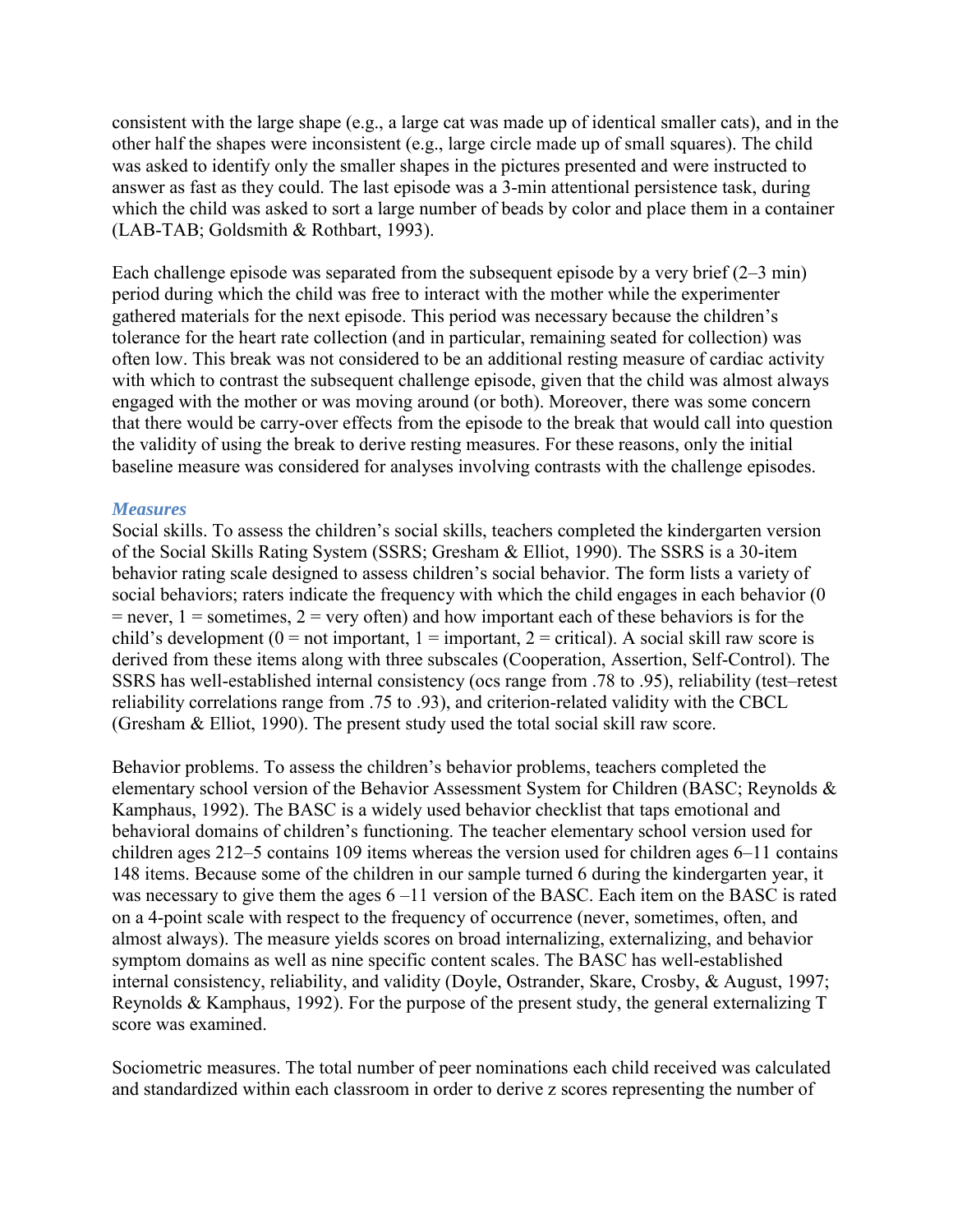consistent with the large shape (e.g., a large cat was made up of identical smaller cats), and in the other half the shapes were inconsistent (e.g., large circle made up of small squares). The child was asked to identify only the smaller shapes in the pictures presented and were instructed to answer as fast as they could. The last episode was a 3-min attentional persistence task, during which the child was asked to sort a large number of beads by color and place them in a container (LAB-TAB; Goldsmith & Rothbart, 1993).

Each challenge episode was separated from the subsequent episode by a very brief (2–3 min) period during which the child was free to interact with the mother while the experimenter gathered materials for the next episode. This period was necessary because the children's tolerance for the heart rate collection (and in particular, remaining seated for collection) was often low. This break was not considered to be an additional resting measure of cardiac activity with which to contrast the subsequent challenge episode, given that the child was almost always engaged with the mother or was moving around (or both). Moreover, there was some concern that there would be carry-over effects from the episode to the break that would call into question the validity of using the break to derive resting measures. For these reasons, only the initial baseline measure was considered for analyses involving contrasts with the challenge episodes.

### *Measures*

Social skills. To assess the children's social skills, teachers completed the kindergarten version of the Social Skills Rating System (SSRS; Gresham & Elliot, 1990). The SSRS is a 30-item behavior rating scale designed to assess children's social behavior. The form lists a variety of social behaviors; raters indicate the frequency with which the child engages in each behavior (0 = never, 1 = sometimes, 2 = very often) and how important each of these behaviors is for the child's development (0 = not important, 1 = important, 2 = critical). A social skill raw score is derived from these items along with three subscales (Cooperation, Assertion, Self-Control). The SSRS has well-established internal consistency (ocs range from .78 to .95), reliability (test–retest reliability correlations range from .75 to .93), and criterion-related validity with the CBCL (Gresham & Elliot, 1990). The present study used the total social skill raw score.

Behavior problems. To assess the children's behavior problems, teachers completed the elementary school version of the Behavior Assessment System for Children (BASC; Reynolds & Kamphaus, 1992). The BASC is a widely used behavior checklist that taps emotional and behavioral domains of children's functioning. The teacher elementary school version used for children ages 212–5 contains 109 items whereas the version used for children ages 6–11 contains 148 items. Because some of the children in our sample turned 6 during the kindergarten year, it was necessary to give them the ages 6 –11 version of the BASC. Each item on the BASC is rated on a 4-point scale with respect to the frequency of occurrence (never, sometimes, often, and almost always). The measure yields scores on broad internalizing, externalizing, and behavior symptom domains as well as nine specific content scales. The BASC has well-established internal consistency, reliability, and validity (Doyle, Ostrander, Skare, Crosby, & August, 1997; Reynolds & Kamphaus, 1992). For the purpose of the present study, the general externalizing T score was examined.

Sociometric measures. The total number of peer nominations each child received was calculated and standardized within each classroom in order to derive z scores representing the number of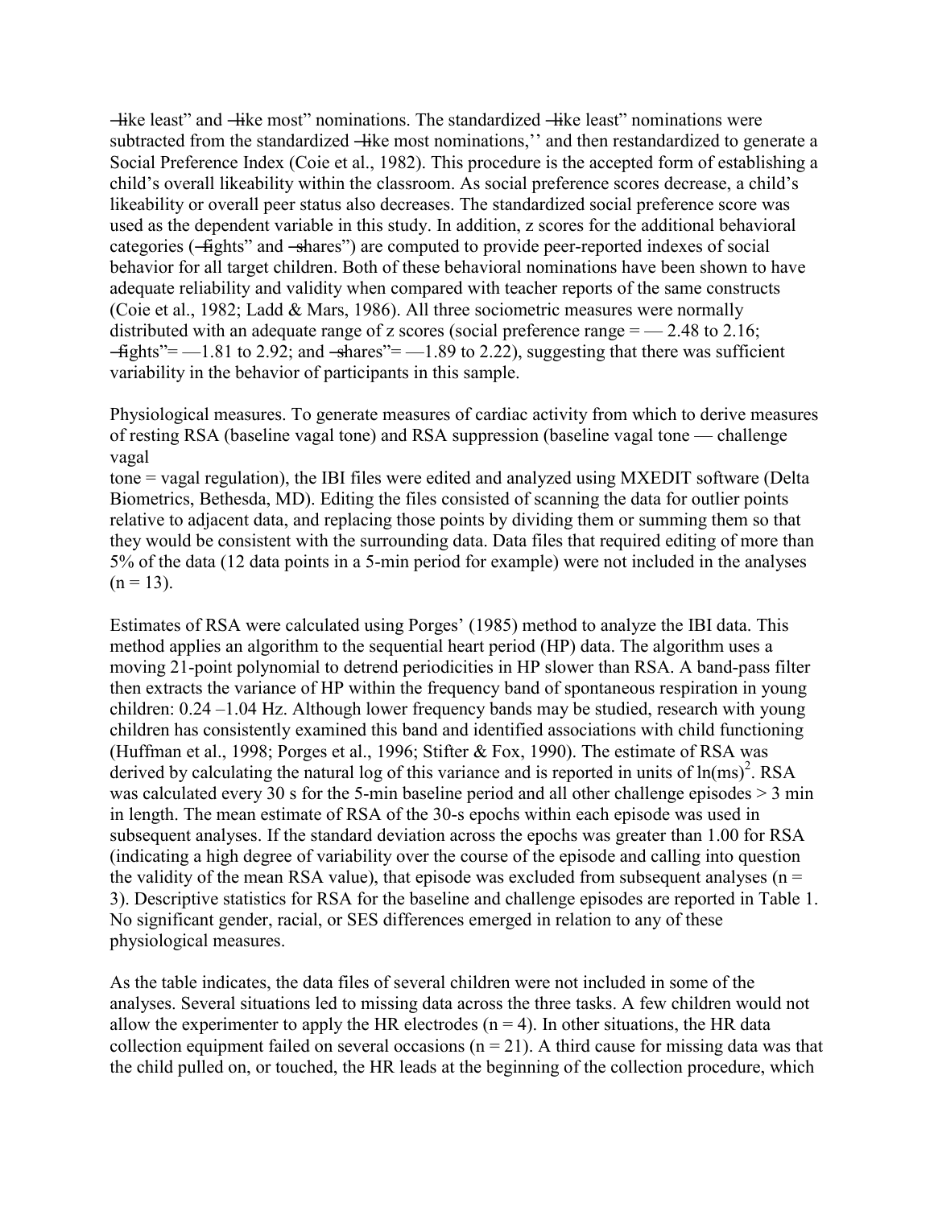―like least" and ―like most" nominations. The standardized ―like least" nominations were subtracted from the standardized ―like most nominations,'' and then restandardized to generate a Social Preference Index (Coie et al., 1982). This procedure is the accepted form of establishing a child's overall likeability within the classroom. As social preference scores decrease, a child's likeability or overall peer status also decreases. The standardized social preference score was used as the dependent variable in this study. In addition, z scores for the additional behavioral categories (―fights" and ―shares") are computed to provide peer-reported indexes of social behavior for all target children. Both of these behavioral nominations have been shown to have adequate reliability and validity when compared with teacher reports of the same constructs (Coie et al., 1982; Ladd & Mars, 1986). All three sociometric measures were normally distributed with an adequate range of z scores (social preference range = — 2.48 to 2.16; ―fights"= —1.81 to 2.92; and ―shares"= —1.89 to 2.22), suggesting that there was sufficient variability in the behavior of participants in this sample.

Physiological measures. To generate measures of cardiac activity from which to derive measures of resting RSA (baseline vagal tone) and RSA suppression (baseline vagal tone — challenge vagal tone = vagal regulation), the IBI files were edited and analyzed using MXEDIT software (Delta Biometrics, Bethesda, MD). Editing the files consisted of scanning the data for outlier points relative to adjacent data, and replacing those points by dividing them or summing them so that they would be consistent with the surrounding data. Data files that required editing of more than 5% of the data (12 data points in a 5-min period for example) were not included in the analyses ($n = 13$).

Estimates of RSA were calculated using Porges' (1985) method to analyze the IBI data. This method applies an algorithm to the sequential heart period (HP) data. The algorithm uses a moving 21-point polynomial to detrend periodicities in HP slower than RSA. A band-pass filter then extracts the variance of HP within the frequency band of spontaneous respiration in young children: 0.24 –1.04 Hz. Although lower frequency bands may be studied, research with young children has consistently examined this band and identified associations with child functioning (Huffman et al., 1998; Porges et al., 1996; Stifter & Fox, 1990). The estimate of RSA was derived by calculating the natural log of this variance and is reported in units of $\ln(\text{ms})^2$. RSA was calculated every 30 s for the 5-min baseline period and all other challenge episodes > 3 min in length. The mean estimate of RSA of the 30-s epochs within each episode was used in subsequent analyses. If the standard deviation across the epochs was greater than 1.00 for RSA (indicating a high degree of variability over the course of the episode and calling into question the validity of the mean RSA value), that episode was excluded from subsequent analyses ($n = 3$). Descriptive statistics for RSA for the baseline and challenge episodes are reported in Table 1. No significant gender, racial, or SES differences emerged in relation to any of these physiological measures.

As the table indicates, the data files of several children were not included in some of the analyses. Several situations led to missing data across the three tasks. A few children would not allow the experimenter to apply the HR electrodes ($n = 4$). In other situations, the HR data collection equipment failed on several occasions ($n = 21$). A third cause for missing data was that the child pulled on, or touched, the HR leads at the beginning of the collection procedure, which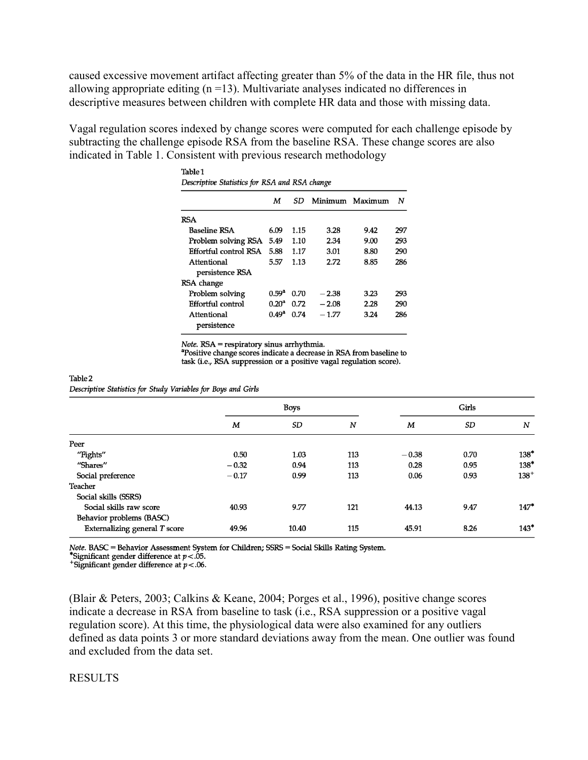caused excessive movement artifact affecting greater than 5% of the data in the HR file, thus not allowing appropriate editing (n =13). Multivariate analyses indicated no differences in descriptive measures between children with complete HR data and those with missing data.

Vagal regulation scores indexed by change scores were computed for each challenge episode by subtracting the challenge episode RSA from the baseline RSA. These change scores are also indicated in Table 1. Consistent with previous research methodology

Table 1
*Descriptive Statistics for RSA and RSA change*

| | *M* | *SD* | Minimum | Maximum | *N* |
|---|---|---|---|---|---|
| RSA | | | | | |
| Baseline RSA | 6.09 | 1.15 | 3.28 | 9.42 | 297 |
| Problem solving RSA | 5.49 | 1.10 | 2.34 | 9.00 | 293 |
| Effortful control RSA | 5.88 | 1.17 | 3.01 | 8.80 | 290 |
| Attentional persistence RSA | 5.57 | 1.13 | 2.72 | 8.85 | 286 |
| RSA change | | | | | |
| Problem solving | 0.59[a] | 0.70 | −2.38 | 3.23 | 293 |
| Effortful control | 0.20[a] | 0.72 | −2.08 | 2.28 | 290 |
| Attentional persistence | 0.49[a] | 0.74 | −1.77 | 3.24 | 286 |

*Note.* RSA = respiratory sinus arrhythmia.
[a]Positive change scores indicate a decrease in RSA from baseline to task (i.e., RSA suppression or a positive vagal regulation score).

Table 2
*Descriptive Statistics for Study Variables for Boys and Girls*

| | Boys | | | Girls | | |
|---|---|---|---|---|---|---|
| | *M* | *SD* | *N* | *M* | *SD* | *N* |
| Peer | | | | | | |
| "Fights" | 0.50 | 1.03 | 113 | −0.38 | 0.70 | 138* |
| "Shares" | −0.32 | 0.94 | 113 | 0.28 | 0.95 | 138* |
| Social preference | −0.17 | 0.99 | 113 | 0.06 | 0.93 | 138+ |
| Teacher | | | | | | |
| Social skills (SSRS) | | | | | | |
| Social skills raw score | 40.93 | 9.77 | 121 | 44.13 | 9.47 | 147* |
| Behavior problems (BASC) | | | | | | |
| Externalizing general *T* score | 49.96 | 10.40 | 115 | 45.91 | 8.26 | 143* |

*Note.* BASC = Behavior Assessment System for Children; SSRS = Social Skills Rating System.
*Significant gender difference at $p < .05$.
+Significant gender difference at $p < .06$.

(Blair & Peters, 2003; Calkins & Keane, 2004; Porges et al., 1996), positive change scores indicate a decrease in RSA from baseline to task (i.e., RSA suppression or a positive vagal regulation score). At this time, the physiological data were also examined for any outliers defined as data points 3 or more standard deviations away from the mean. One outlier was found and excluded from the data set.

## RESULTS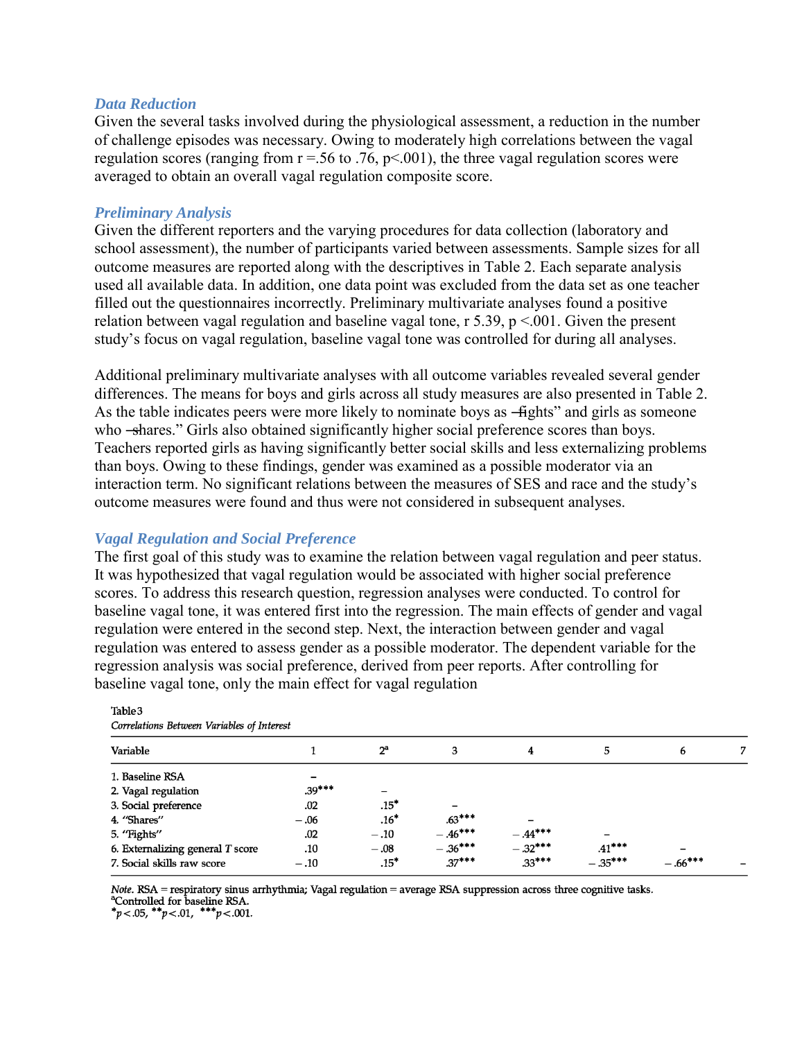### Data Reduction

Given the several tasks involved during the physiological assessment, a reduction in the number of challenge episodes was necessary. Owing to moderately high correlations between the vagal regulation scores (ranging from r =.56 to .76, p<.001), the three vagal regulation scores were averaged to obtain an overall vagal regulation composite score.

### Preliminary Analysis

Given the different reporters and the varying procedures for data collection (laboratory and school assessment), the number of participants varied between assessments. Sample sizes for all outcome measures are reported along with the descriptives in Table 2. Each separate analysis used all available data. In addition, one data point was excluded from the data set as one teacher filled out the questionnaires incorrectly. Preliminary multivariate analyses found a positive relation between vagal regulation and baseline vagal tone, r 5.39, p <.001. Given the present study's focus on vagal regulation, baseline vagal tone was controlled for during all analyses.

Additional preliminary multivariate analyses with all outcome variables revealed several gender differences. The means for boys and girls across all study measures are also presented in Table 2. As the table indicates peers were more likely to nominate boys as ―fights" and girls as someone who ―shares." Girls also obtained significantly higher social preference scores than boys. Teachers reported girls as having significantly better social skills and less externalizing problems than boys. Owing to these findings, gender was examined as a possible moderator via an interaction term. No significant relations between the measures of SES and race and the study's outcome measures were found and thus were not considered in subsequent analyses.

### Vagal Regulation and Social Preference

The first goal of this study was to examine the relation between vagal regulation and peer status. It was hypothesized that vagal regulation would be associated with higher social preference scores. To address this research question, regression analyses were conducted. To control for baseline vagal tone, it was entered first into the regression. The main effects of gender and vagal regulation were entered in the second step. Next, the interaction between gender and vagal regulation was entered to assess gender as a possible moderator. The dependent variable for the regression analysis was social preference, derived from peer reports. After controlling for baseline vagal tone, only the main effect for vagal regulation

Table 3

*Correlations Between Variables of Interest*

| Variable | 1 | 2[a] | 3 | 4 | 5 | 6 | 7 |
|---|---|---|---|---|---|---|---|
| 1. Baseline RSA | – | | | | | | |
| 2. Vagal regulation | .39*** | – | | | | | |
| 3. Social preference | .02 | .15* | – | | | | |
| 4. "Shares" | – .06 | .16* | .63*** | – | | | |
| 5. "Fights" | .02 | – .10 | – .46*** | – .44*** | – | | |
| 6. Externalizing general *T* score | .10 | – .08 | – .36*** | – .32*** | .41*** | – | |
| 7. Social skills raw score | – .10 | .15* | .37*** | .33*** | – .35*** | – .66*** | – |

*Note*. RSA = respiratory sinus arrhythmia; Vagal regulation = average RSA suppression across three cognitive tasks.
[a]Controlled for baseline RSA.
*$p<.05$, **$p<.01$, ***$p<.001$.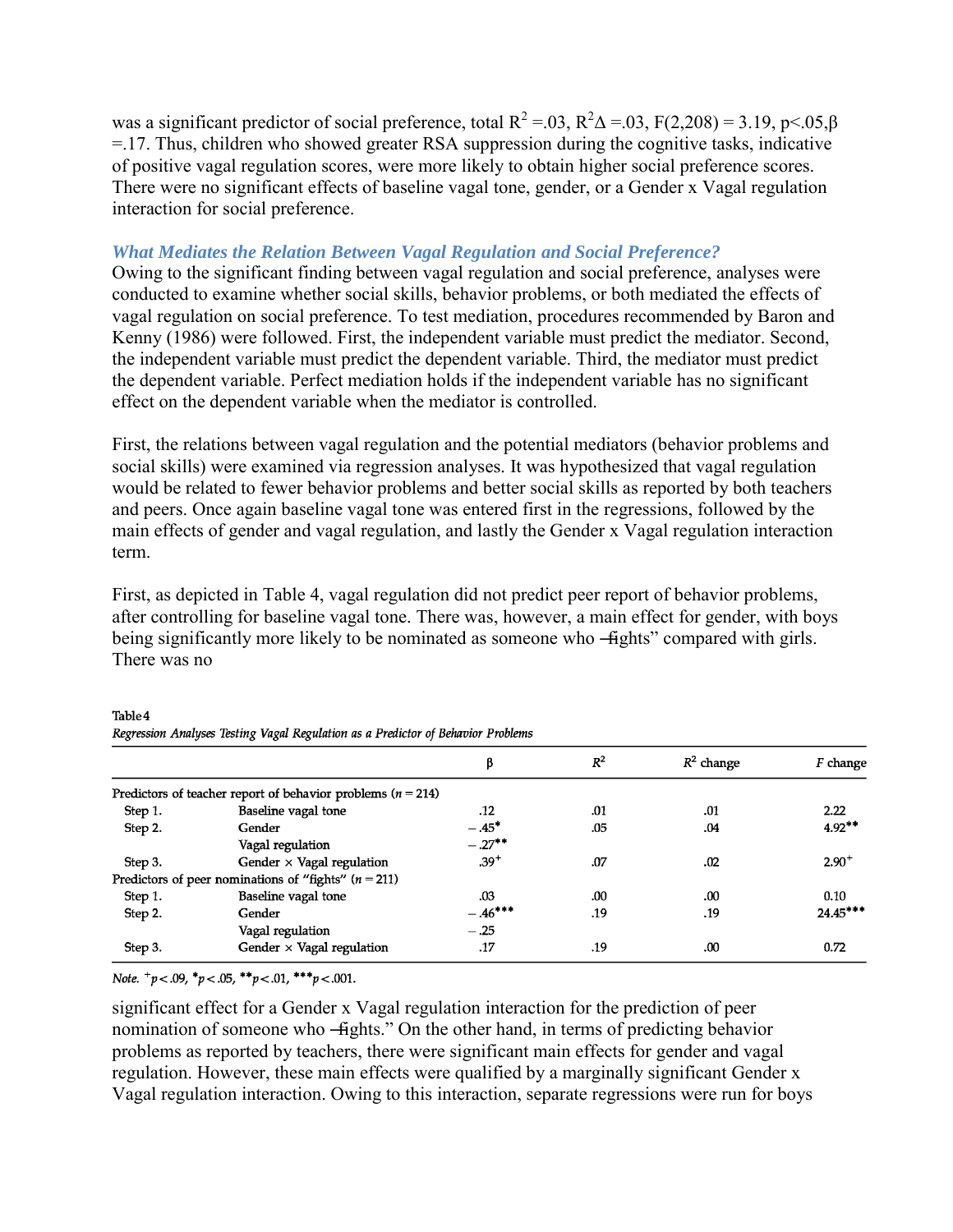was a significant predictor of social preference, total $R^2$ =.03, $R^2\Delta$ =.03, $F(2,208)$ = 3.19, $p<.05$, $\beta$ =.17. Thus, children who showed greater RSA suppression during the cognitive tasks, indicative of positive vagal regulation scores, were more likely to obtain higher social preference scores. There were no significant effects of baseline vagal tone, gender, or a Gender x Vagal regulation interaction for social preference.

### *What Mediates the Relation Between Vagal Regulation and Social Preference?*

Owing to the significant finding between vagal regulation and social preference, analyses were conducted to examine whether social skills, behavior problems, or both mediated the effects of vagal regulation on social preference. To test mediation, procedures recommended by Baron and Kenny (1986) were followed. First, the independent variable must predict the mediator. Second, the independent variable must predict the dependent variable. Third, the mediator must predict the dependent variable. Perfect mediation holds if the independent variable has no significant effect on the dependent variable when the mediator is controlled.

First, the relations between vagal regulation and the potential mediators (behavior problems and social skills) were examined via regression analyses. It was hypothesized that vagal regulation would be related to fewer behavior problems and better social skills as reported by both teachers and peers. Once again baseline vagal tone was entered first in the regressions, followed by the main effects of gender and vagal regulation, and lastly the Gender x Vagal regulation interaction term.

First, as depicted in Table 4, vagal regulation did not predict peer report of behavior problems, after controlling for baseline vagal tone. There was, however, a main effect for gender, with boys being significantly more likely to be nominated as someone who "fights" compared with girls. There was no

Table 4
*Regression Analyses Testing Vagal Regulation as a Predictor of Behavior Problems*

| | | β | $R^2$ | $R^2$ change | $F$ change |
|---|---|---|---|---|---|
| Predictors of teacher report of behavior problems ($n$ = 214) | | | | | |
| Step 1. | Baseline vagal tone | .12 | .01 | .01 | 2.22 |
| Step 2. | Gender | −.45* | .05 | .04 | 4.92** |
| | Vagal regulation | −.27** | | | |
| Step 3. | Gender × Vagal regulation | .39+ | .07 | .02 | 2.90+ |
| Predictors of peer nominations of "fights" ($n$ = 211) | | | | | |
| Step 1. | Baseline vagal tone | .03 | .00 | .00 | 0.10 |
| Step 2. | Gender | −.46*** | .19 | .19 | 24.45*** |
| | Vagal regulation | −.25 | | | |
| Step 3. | Gender × Vagal regulation | .17 | .19 | .00 | 0.72 |

*Note.* +$p<.09$, *$p<.05$, **$p<.01$, ***$p<.001$.

significant effect for a Gender x Vagal regulation interaction for the prediction of peer nomination of someone who "fights." On the other hand, in terms of predicting behavior problems as reported by teachers, there were significant main effects for gender and vagal regulation. However, these main effects were qualified by a marginally significant Gender x Vagal regulation interaction. Owing to this interaction, separate regressions were run for boys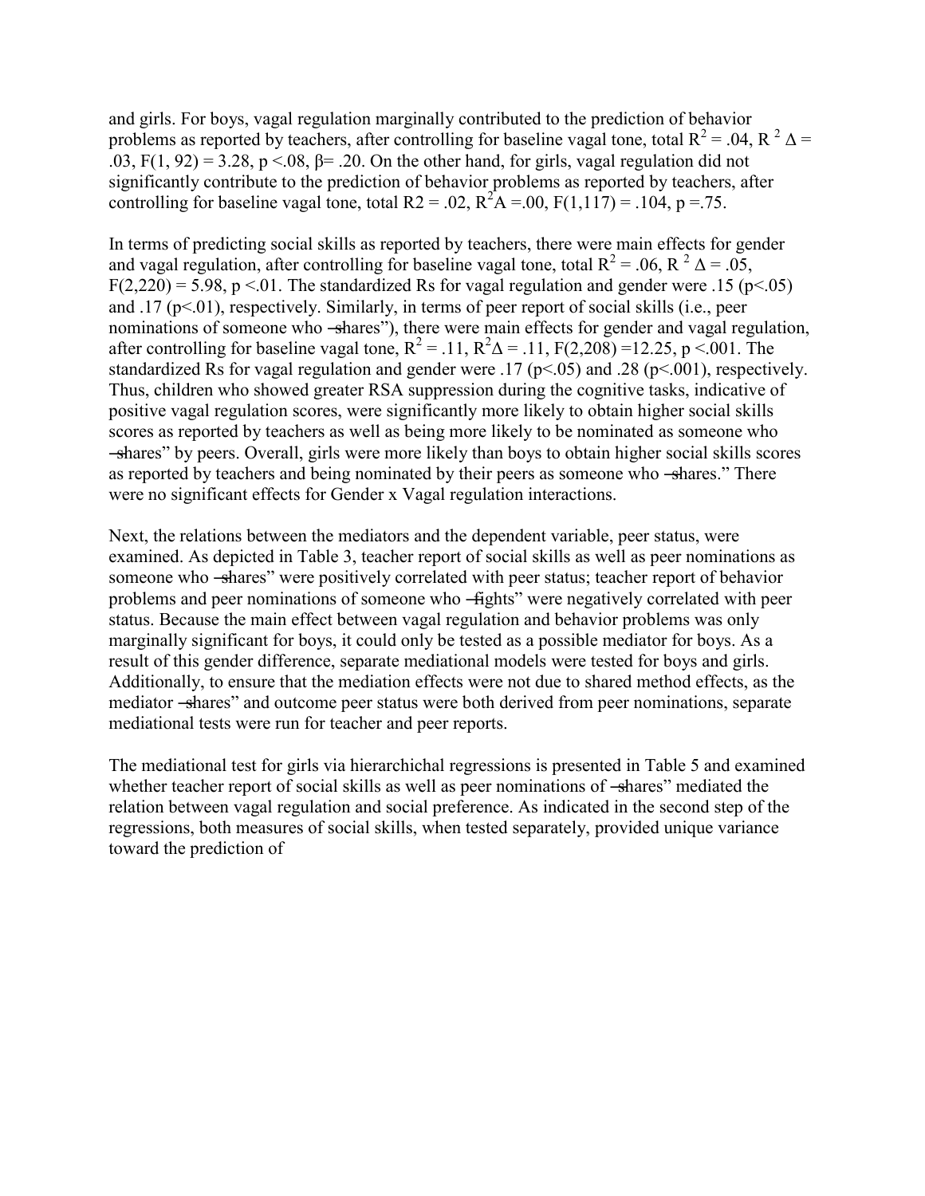and girls. For boys, vagal regulation marginally contributed to the prediction of behavior problems as reported by teachers, after controlling for baseline vagal tone, total $R^2 = .04$, $R^2 \Delta = .03$, $F(1, 92) = 3.28$, $p < .08$, $\beta = .20$. On the other hand, for girls, vagal regulation did not significantly contribute to the prediction of behavior problems as reported by teachers, after controlling for baseline vagal tone, total $R2 = .02$, $R^2A = .00$, $F(1,117) = .104$, $p = .75$.

In terms of predicting social skills as reported by teachers, there were main effects for gender and vagal regulation, after controlling for baseline vagal tone, total $R^2 = .06$, $R^2 \Delta = .05$, $F(2,220) = 5.98$, $p < .01$. The standardized Rs for vagal regulation and gender were .15 ($p<.05$) and .17 ($p<.01$), respectively. Similarly, in terms of peer report of social skills (i.e., peer nominations of someone who ―shares"), there were main effects for gender and vagal regulation, after controlling for baseline vagal tone, $R^2 = .11$, $R^2\Delta = .11$, $F(2,208) = 12.25$, $p < .001$. The standardized Rs for vagal regulation and gender were .17 ($p<.05$) and .28 ($p<.001$), respectively. Thus, children who showed greater RSA suppression during the cognitive tasks, indicative of positive vagal regulation scores, were significantly more likely to obtain higher social skills scores as reported by teachers as well as being more likely to be nominated as someone who ―shares" by peers. Overall, girls were more likely than boys to obtain higher social skills scores as reported by teachers and being nominated by their peers as someone who ―shares." There were no significant effects for Gender x Vagal regulation interactions.

Next, the relations between the mediators and the dependent variable, peer status, were examined. As depicted in Table 3, teacher report of social skills as well as peer nominations as someone who ―shares" were positively correlated with peer status; teacher report of behavior problems and peer nominations of someone who ―fights" were negatively correlated with peer status. Because the main effect between vagal regulation and behavior problems was only marginally significant for boys, it could only be tested as a possible mediator for boys. As a result of this gender difference, separate mediational models were tested for boys and girls. Additionally, to ensure that the mediation effects were not due to shared method effects, as the mediator ―shares" and outcome peer status were both derived from peer nominations, separate mediational tests were run for teacher and peer reports.

The mediational test for girls via hierarchichal regressions is presented in Table 5 and examined whether teacher report of social skills as well as peer nominations of ―shares" mediated the relation between vagal regulation and social preference. As indicated in the second step of the regressions, both measures of social skills, when tested separately, provided unique variance toward the prediction of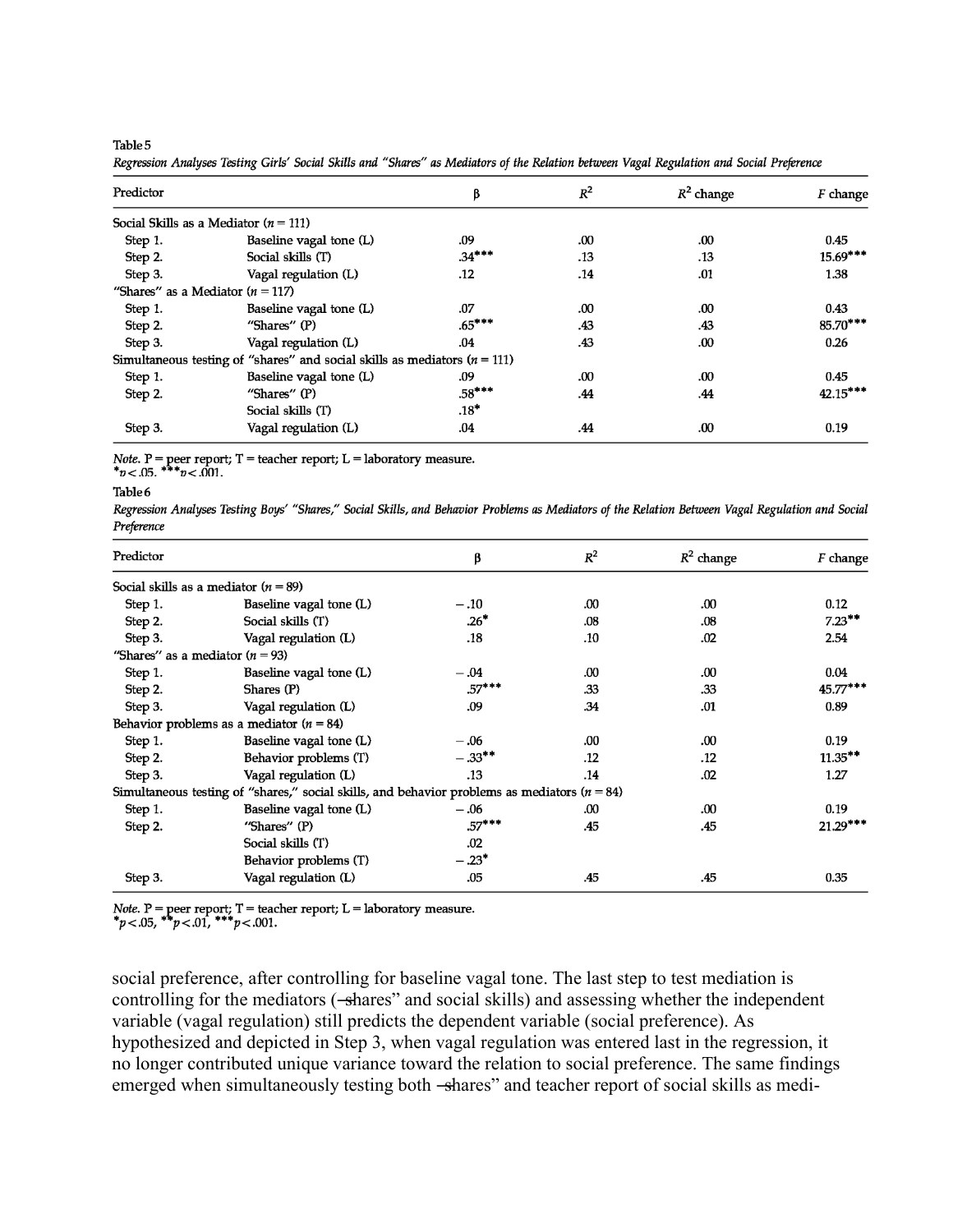Table 5

*Regression Analyses Testing Girls' Social Skills and "Shares" as Mediators of the Relation between Vagal Regulation and Social Preference*

| Predictor | | β | $R^2$ | $R^2$ change | $F$ change |
|---|---|---|---|---|---|
| Social Skills as a Mediator ($n$ = 111) | | | | | |
| Step 1. | Baseline vagal tone (L) | .09 | .00 | .00 | 0.45 |
| Step 2. | Social skills (T) | .34*** | .13 | .13 | 15.69*** |
| Step 3. | Vagal regulation (L) | .12 | .14 | .01 | 1.38 |
| "Shares" as a Mediator ($n$ = 117) | | | | | |
| Step 1. | Baseline vagal tone (L) | .07 | .00 | .00 | 0.43 |
| Step 2. | "Shares" (P) | .65*** | .43 | .43 | 85.70*** |
| Step 3. | Vagal regulation (L) | .04 | .43 | .00 | 0.26 |
| Simultaneous testing of "shares" and social skills as mediators ($n$ = 111) | | | | | |
| Step 1. | Baseline vagal tone (L) | .09 | .00 | .00 | 0.45 |
| Step 2. | "Shares" (P) | .58*** | .44 | .44 | 42.15*** |
| | Social skills (T) | .18* | | | |
| Step 3. | Vagal regulation (L) | .04 | .44 | .00 | 0.19 |

*Note.* P = peer report; T = teacher report; L = laboratory measure.
*$p$<.05. ***$p$<.001.

Table 6

*Regression Analyses Testing Boys' "Shares," Social Skills, and Behavior Problems as Mediators of the Relation Between Vagal Regulation and Social Preference*

| Predictor | | β | $R^2$ | $R^2$ change | $F$ change |
|---|---|---|---|---|---|
| Social skills as a mediator ($n$ = 89) | | | | | |
| Step 1. | Baseline vagal tone (L) | −.10 | .00 | .00 | 0.12 |
| Step 2. | Social skills (T) | .26* | .08 | .08 | 7.23** |
| Step 3. | Vagal regulation (L) | .18 | .10 | .02 | 2.54 |
| "Shares" as a mediator ($n$ = 93) | | | | | |
| Step 1. | Baseline vagal tone (L) | −.04 | .00 | .00 | 0.04 |
| Step 2. | Shares (P) | .57*** | .33 | .33 | 45.77*** |
| Step 3. | Vagal regulation (L) | .09 | .34 | .01 | 0.89 |
| Behavior problems as a mediator ($n$ = 84) | | | | | |
| Step 1. | Baseline vagal tone (L) | −.06 | .00 | .00 | 0.19 |
| Step 2. | Behavior problems (T) | −.33** | .12 | .12 | 11.35** |
| Step 3. | Vagal regulation (L) | .13 | .14 | .02 | 1.27 |
| Simultaneous testing of "shares," social skills, and behavior problems as mediators ($n$ = 84) | | | | | |
| Step 1. | Baseline vagal tone (L) | −.06 | .00 | .00 | 0.19 |
| Step 2. | "Shares" (P) | .57*** | .45 | .45 | 21.29*** |
| | Social skills (T) | .02 | | | |
| | Behavior problems (T) | −.23* | | | |
| Step 3. | Vagal regulation (L) | .05 | .45 | .45 | 0.35 |

*Note.* P = peer report; T = teacher report; L = laboratory measure.
*$p$<.05, **$p$<.01, ***$p$<.001.

social preference, after controlling for baseline vagal tone. The last step to test mediation is controlling for the mediators ("shares" and social skills) and assessing whether the independent variable (vagal regulation) still predicts the dependent variable (social preference). As hypothesized and depicted in Step 3, when vagal regulation was entered last in the regression, it no longer contributed unique variance toward the relation to social preference. The same findings emerged when simultaneously testing both "shares" and teacher report of social skills as medi-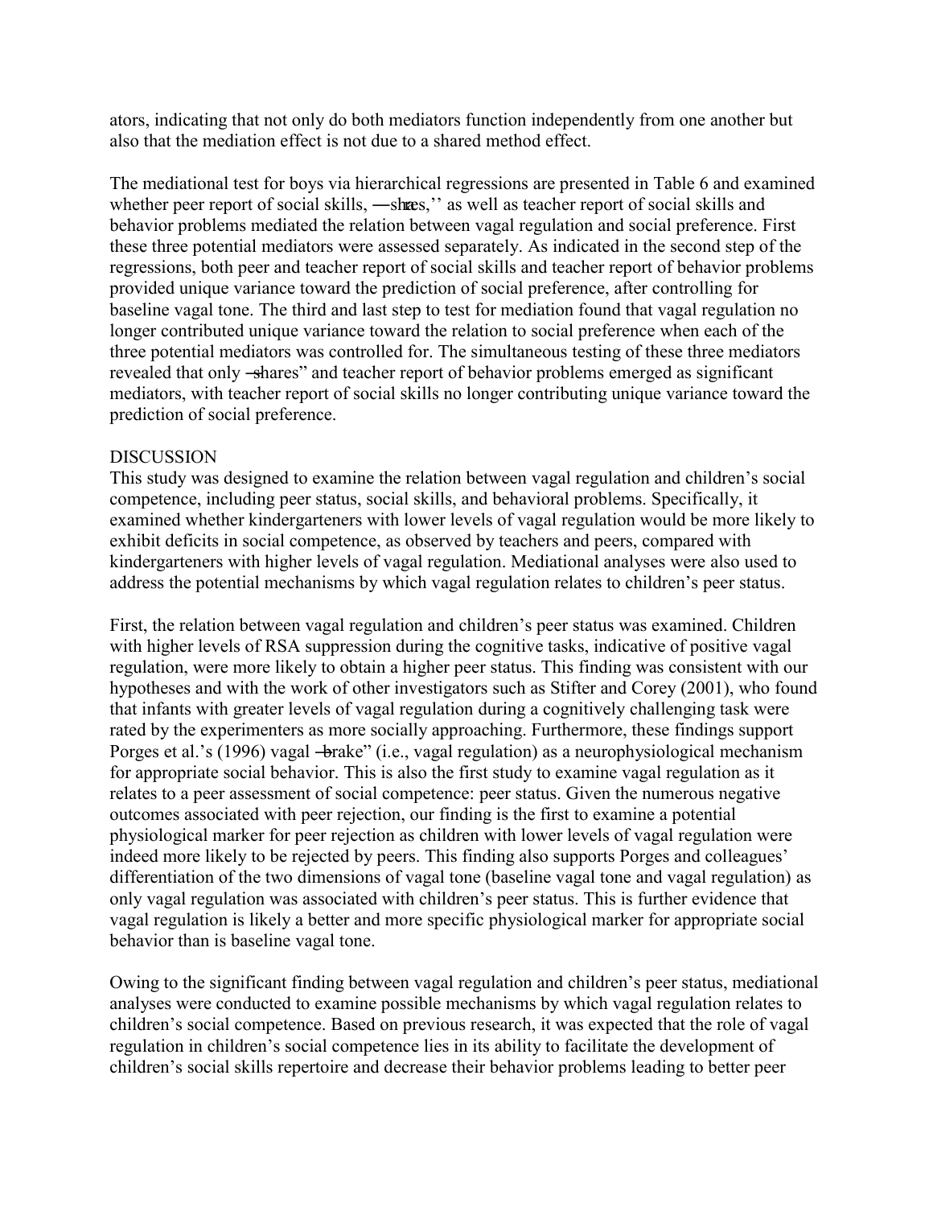ators, indicating that not only do both mediators function independently from one another but also that the mediation effect is not due to a shared method effect.

The mediational test for boys via hierarchical regressions are presented in Table 6 and examined whether peer report of social skills, ―shares,'' as well as teacher report of social skills and behavior problems mediated the relation between vagal regulation and social preference. First these three potential mediators were assessed separately. As indicated in the second step of the regressions, both peer and teacher report of social skills and teacher report of behavior problems provided unique variance toward the prediction of social preference, after controlling for baseline vagal tone. The third and last step to test for mediation found that vagal regulation no longer contributed unique variance toward the relation to social preference when each of the three potential mediators was controlled for. The simultaneous testing of these three mediators revealed that only ―shares" and teacher report of behavior problems emerged as significant mediators, with teacher report of social skills no longer contributing unique variance toward the prediction of social preference.

## DISCUSSION

This study was designed to examine the relation between vagal regulation and children's social competence, including peer status, social skills, and behavioral problems. Specifically, it examined whether kindergarteners with lower levels of vagal regulation would be more likely to exhibit deficits in social competence, as observed by teachers and peers, compared with kindergarteners with higher levels of vagal regulation. Mediational analyses were also used to address the potential mechanisms by which vagal regulation relates to children's peer status.

First, the relation between vagal regulation and children's peer status was examined. Children with higher levels of RSA suppression during the cognitive tasks, indicative of positive vagal regulation, were more likely to obtain a higher peer status. This finding was consistent with our hypotheses and with the work of other investigators such as Stifter and Corey (2001), who found that infants with greater levels of vagal regulation during a cognitively challenging task were rated by the experimenters as more socially approaching. Furthermore, these findings support Porges et al.'s (1996) vagal ―brake" (i.e., vagal regulation) as a neurophysiological mechanism for appropriate social behavior. This is also the first study to examine vagal regulation as it relates to a peer assessment of social competence: peer status. Given the numerous negative outcomes associated with peer rejection, our finding is the first to examine a potential physiological marker for peer rejection as children with lower levels of vagal regulation were indeed more likely to be rejected by peers. This finding also supports Porges and colleagues' differentiation of the two dimensions of vagal tone (baseline vagal tone and vagal regulation) as only vagal regulation was associated with children's peer status. This is further evidence that vagal regulation is likely a better and more specific physiological marker for appropriate social behavior than is baseline vagal tone.

Owing to the significant finding between vagal regulation and children's peer status, mediational analyses were conducted to examine possible mechanisms by which vagal regulation relates to children's social competence. Based on previous research, it was expected that the role of vagal regulation in children's social competence lies in its ability to facilitate the development of children's social skills repertoire and decrease their behavior problems leading to better peer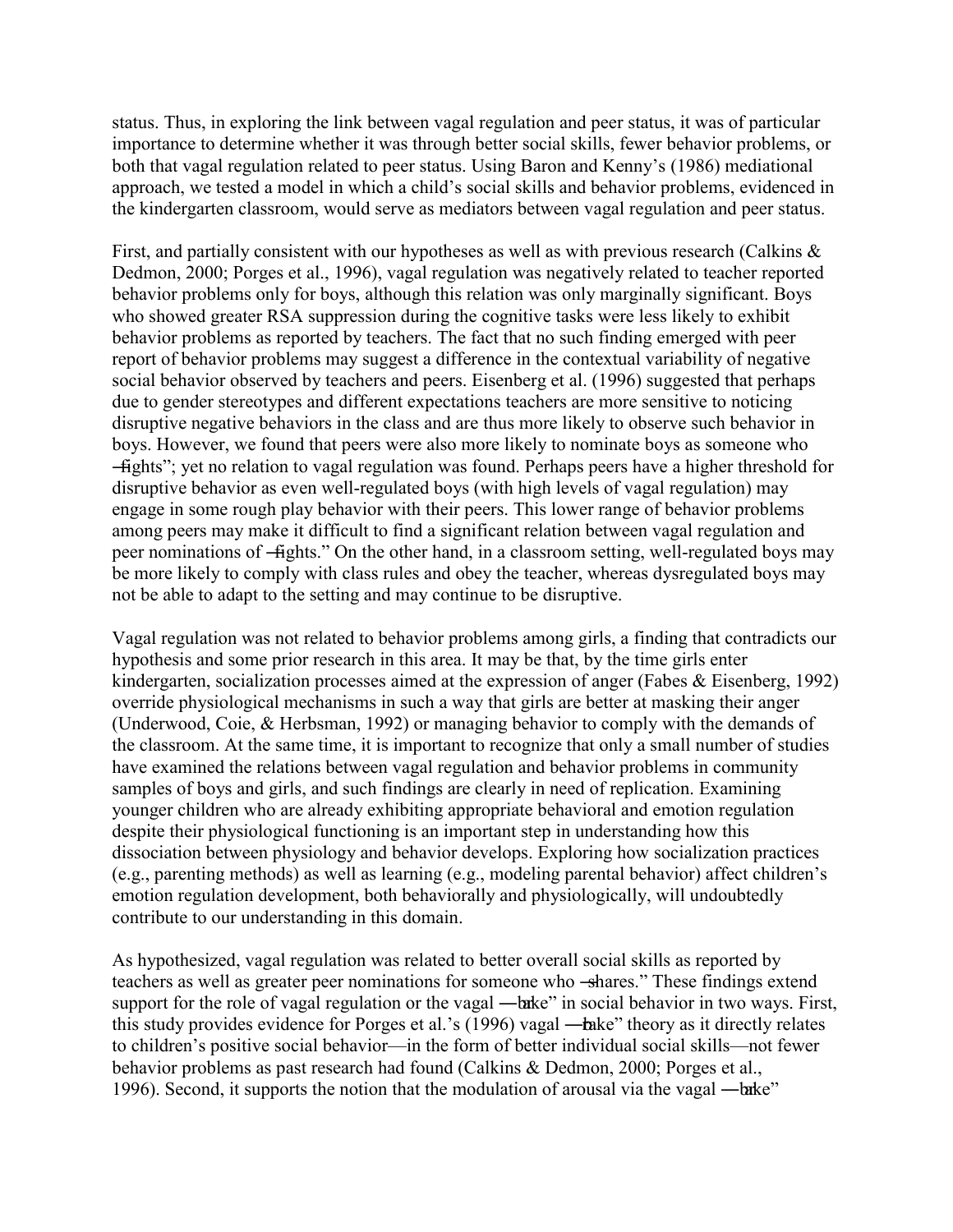status. Thus, in exploring the link between vagal regulation and peer status, it was of particular importance to determine whether it was through better social skills, fewer behavior problems, or both that vagal regulation related to peer status. Using Baron and Kenny's (1986) mediational approach, we tested a model in which a child's social skills and behavior problems, evidenced in the kindergarten classroom, would serve as mediators between vagal regulation and peer status.

First, and partially consistent with our hypotheses as well as with previous research (Calkins & Dedmon, 2000; Porges et al., 1996), vagal regulation was negatively related to teacher reported behavior problems only for boys, although this relation was only marginally significant. Boys who showed greater RSA suppression during the cognitive tasks were less likely to exhibit behavior problems as reported by teachers. The fact that no such finding emerged with peer report of behavior problems may suggest a difference in the contextual variability of negative social behavior observed by teachers and peers. Eisenberg et al. (1996) suggested that perhaps due to gender stereotypes and different expectations teachers are more sensitive to noticing disruptive negative behaviors in the class and are thus more likely to observe such behavior in boys. However, we found that peers were also more likely to nominate boys as someone who "fights"; yet no relation to vagal regulation was found. Perhaps peers have a higher threshold for disruptive behavior as even well-regulated boys (with high levels of vagal regulation) may engage in some rough play behavior with their peers. This lower range of behavior problems among peers may make it difficult to find a significant relation between vagal regulation and peer nominations of "fights." On the other hand, in a classroom setting, well-regulated boys may be more likely to comply with class rules and obey the teacher, whereas dysregulated boys may not be able to adapt to the setting and may continue to be disruptive.

Vagal regulation was not related to behavior problems among girls, a finding that contradicts our hypothesis and some prior research in this area. It may be that, by the time girls enter kindergarten, socialization processes aimed at the expression of anger (Fabes & Eisenberg, 1992) override physiological mechanisms in such a way that girls are better at masking their anger (Underwood, Coie, & Herbsman, 1992) or managing behavior to comply with the demands of the classroom. At the same time, it is important to recognize that only a small number of studies have examined the relations between vagal regulation and behavior problems in community samples of boys and girls, and such findings are clearly in need of replication. Examining younger children who are already exhibiting appropriate behavioral and emotion regulation despite their physiological functioning is an important step in understanding how this dissociation between physiology and behavior develops. Exploring how socialization practices (e.g., parenting methods) as well as learning (e.g., modeling parental behavior) affect children's emotion regulation development, both behaviorally and physiologically, will undoubtedly contribute to our understanding in this domain.

As hypothesized, vagal regulation was related to better overall social skills as reported by teachers as well as greater peer nominations for someone who "shares." These findings extend support for the role of vagal regulation or the vagal "brake" in social behavior in two ways. First, this study provides evidence for Porges et al.'s (1996) vagal "brake" theory as it directly relates to children's positive social behavior—in the form of better individual social skills—not fewer behavior problems as past research had found (Calkins & Dedmon, 2000; Porges et al., 1996). Second, it supports the notion that the modulation of arousal via the vagal "brake"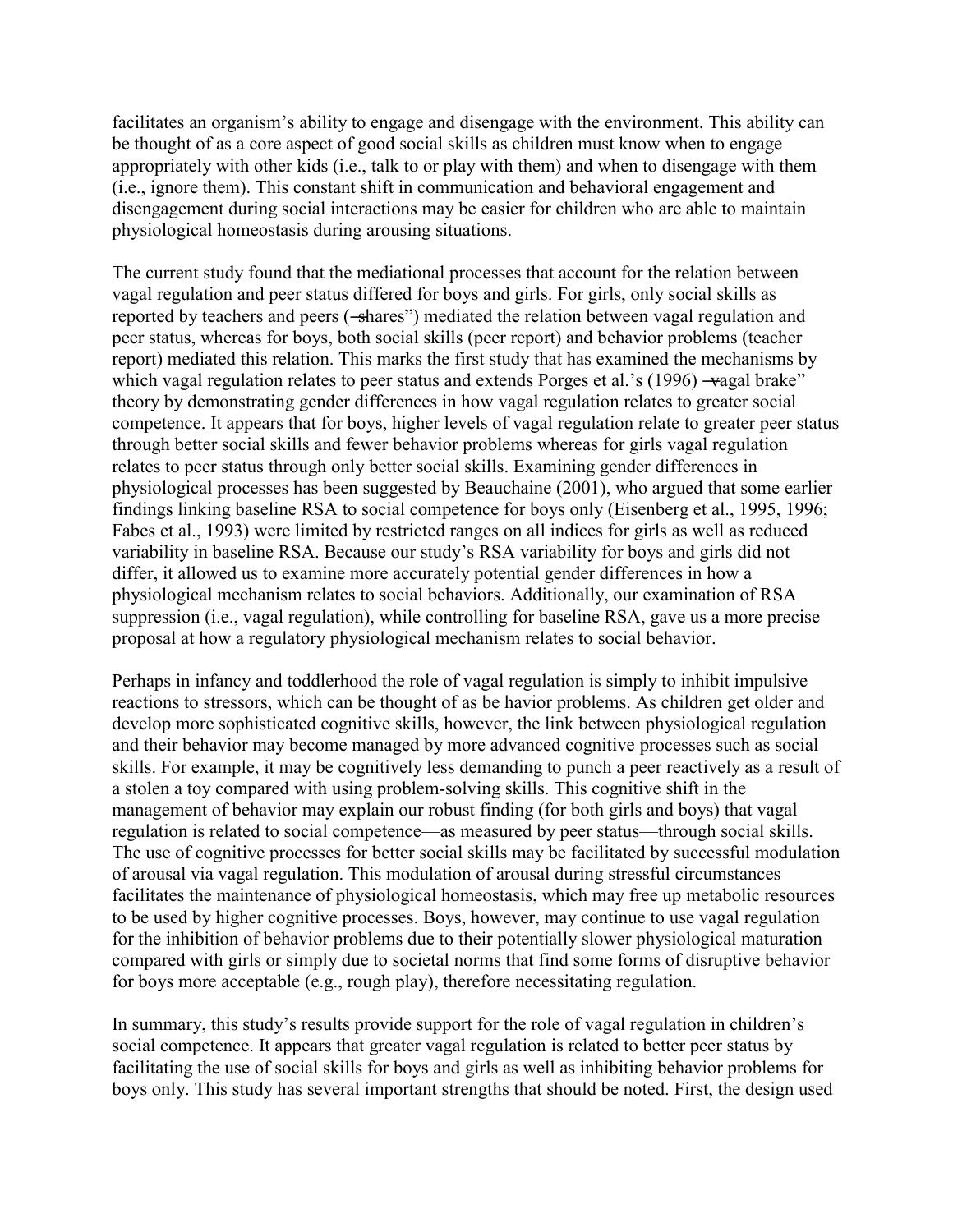facilitates an organism's ability to engage and disengage with the environment. This ability can be thought of as a core aspect of good social skills as children must know when to engage appropriately with other kids (i.e., talk to or play with them) and when to disengage with them (i.e., ignore them). This constant shift in communication and behavioral engagement and disengagement during social interactions may be easier for children who are able to maintain physiological homeostasis during arousing situations.

The current study found that the mediational processes that account for the relation between vagal regulation and peer status differed for boys and girls. For girls, only social skills as reported by teachers and peers (―shares") mediated the relation between vagal regulation and peer status, whereas for boys, both social skills (peer report) and behavior problems (teacher report) mediated this relation. This marks the first study that has examined the mechanisms by which vagal regulation relates to peer status and extends Porges et al.'s (1996) ―vagal brake" theory by demonstrating gender differences in how vagal regulation relates to greater social competence. It appears that for boys, higher levels of vagal regulation relate to greater peer status through better social skills and fewer behavior problems whereas for girls vagal regulation relates to peer status through only better social skills. Examining gender differences in physiological processes has been suggested by Beauchaine (2001), who argued that some earlier findings linking baseline RSA to social competence for boys only (Eisenberg et al., 1995, 1996; Fabes et al., 1993) were limited by restricted ranges on all indices for girls as well as reduced variability in baseline RSA. Because our study's RSA variability for boys and girls did not differ, it allowed us to examine more accurately potential gender differences in how a physiological mechanism relates to social behaviors. Additionally, our examination of RSA suppression (i.e., vagal regulation), while controlling for baseline RSA, gave us a more precise proposal at how a regulatory physiological mechanism relates to social behavior.

Perhaps in infancy and toddlerhood the role of vagal regulation is simply to inhibit impulsive reactions to stressors, which can be thought of as be havior problems. As children get older and develop more sophisticated cognitive skills, however, the link between physiological regulation and their behavior may become managed by more advanced cognitive processes such as social skills. For example, it may be cognitively less demanding to punch a peer reactively as a result of a stolen a toy compared with using problem-solving skills. This cognitive shift in the management of behavior may explain our robust finding (for both girls and boys) that vagal regulation is related to social competence—as measured by peer status—through social skills. The use of cognitive processes for better social skills may be facilitated by successful modulation of arousal via vagal regulation. This modulation of arousal during stressful circumstances facilitates the maintenance of physiological homeostasis, which may free up metabolic resources to be used by higher cognitive processes. Boys, however, may continue to use vagal regulation for the inhibition of behavior problems due to their potentially slower physiological maturation compared with girls or simply due to societal norms that find some forms of disruptive behavior for boys more acceptable (e.g., rough play), therefore necessitating regulation.

In summary, this study's results provide support for the role of vagal regulation in children's social competence. It appears that greater vagal regulation is related to better peer status by facilitating the use of social skills for boys and girls as well as inhibiting behavior problems for boys only. This study has several important strengths that should be noted. First, the design used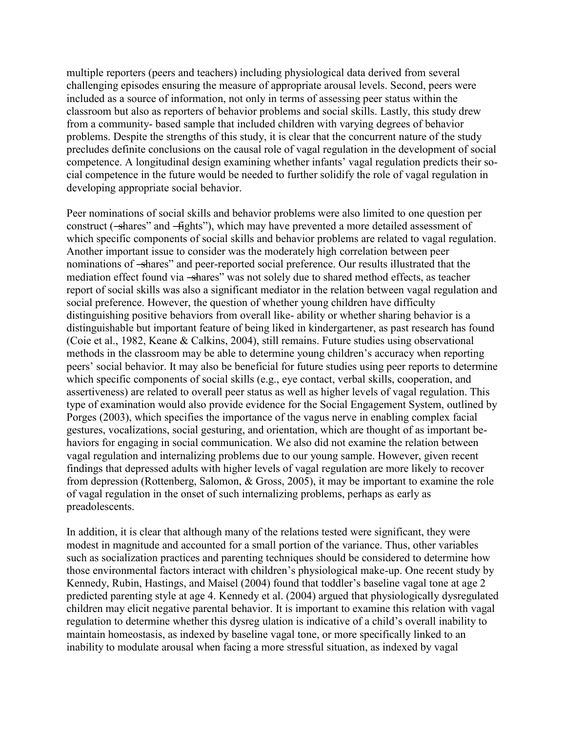multiple reporters (peers and teachers) including physiological data derived from several challenging episodes ensuring the measure of appropriate arousal levels. Second, peers were included as a source of information, not only in terms of assessing peer status within the classroom but also as reporters of behavior problems and social skills. Lastly, this study drew from a community- based sample that included children with varying degrees of behavior problems. Despite the strengths of this study, it is clear that the concurrent nature of the study precludes definite conclusions on the causal role of vagal regulation in the development of social competence. A longitudinal design examining whether infants' vagal regulation predicts their social competence in the future would be needed to further solidify the role of vagal regulation in developing appropriate social behavior.

Peer nominations of social skills and behavior problems were also limited to one question per construct (―shares" and ―fights"), which may have prevented a more detailed assessment of which specific components of social skills and behavior problems are related to vagal regulation. Another important issue to consider was the moderately high correlation between peer nominations of ―shares" and peer-reported social preference. Our results illustrated that the mediation effect found via ―shares" was not solely due to shared method effects, as teacher report of social skills was also a significant mediator in the relation between vagal regulation and social preference. However, the question of whether young children have difficulty distinguishing positive behaviors from overall like- ability or whether sharing behavior is a distinguishable but important feature of being liked in kindergartener, as past research has found (Coie et al., 1982, Keane & Calkins, 2004), still remains. Future studies using observational methods in the classroom may be able to determine young children's accuracy when reporting peers' social behavior. It may also be beneficial for future studies using peer reports to determine which specific components of social skills (e.g., eye contact, verbal skills, cooperation, and assertiveness) are related to overall peer status as well as higher levels of vagal regulation. This type of examination would also provide evidence for the Social Engagement System, outlined by Porges (2003), which specifies the importance of the vagus nerve in enabling complex facial gestures, vocalizations, social gesturing, and orientation, which are thought of as important behaviors for engaging in social communication. We also did not examine the relation between vagal regulation and internalizing problems due to our young sample. However, given recent findings that depressed adults with higher levels of vagal regulation are more likely to recover from depression (Rottenberg, Salomon, & Gross, 2005), it may be important to examine the role of vagal regulation in the onset of such internalizing problems, perhaps as early as preadolescents.

In addition, it is clear that although many of the relations tested were significant, they were modest in magnitude and accounted for a small portion of the variance. Thus, other variables such as socialization practices and parenting techniques should be considered to determine how those environmental factors interact with children's physiological make-up. One recent study by Kennedy, Rubin, Hastings, and Maisel (2004) found that toddler's baseline vagal tone at age 2 predicted parenting style at age 4. Kennedy et al. (2004) argued that physiologically dysregulated children may elicit negative parental behavior. It is important to examine this relation with vagal regulation to determine whether this dysreg ulation is indicative of a child's overall inability to maintain homeostasis, as indexed by baseline vagal tone, or more specifically linked to an inability to modulate arousal when facing a more stressful situation, as indexed by vagal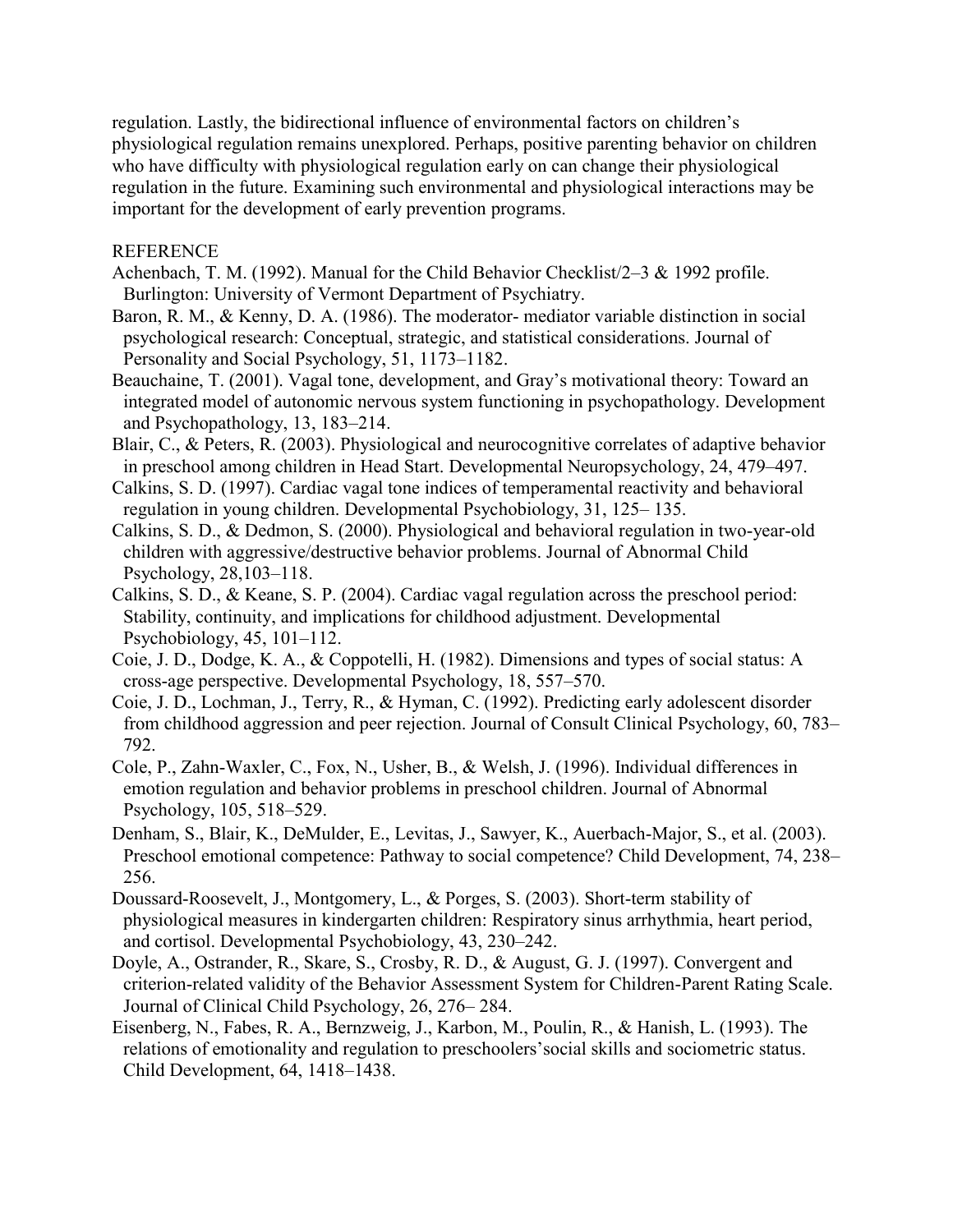regulation. Lastly, the bidirectional influence of environmental factors on children's physiological regulation remains unexplored. Perhaps, positive parenting behavior on children who have difficulty with physiological regulation early on can change their physiological regulation in the future. Examining such environmental and physiological interactions may be important for the development of early prevention programs.

REFERENCE

Achenbach, T. M. (1992). Manual for the Child Behavior Checklist/2–3 & 1992 profile. Burlington: University of Vermont Department of Psychiatry.

Baron, R. M., & Kenny, D. A. (1986). The moderator- mediator variable distinction in social psychological research: Conceptual, strategic, and statistical considerations. Journal of Personality and Social Psychology, 51, 1173–1182.

Beauchaine, T. (2001). Vagal tone, development, and Gray's motivational theory: Toward an integrated model of autonomic nervous system functioning in psychopathology. Development and Psychopathology, 13, 183–214.

Blair, C., & Peters, R. (2003). Physiological and neurocognitive correlates of adaptive behavior in preschool among children in Head Start. Developmental Neuropsychology, 24, 479–497.

Calkins, S. D. (1997). Cardiac vagal tone indices of temperamental reactivity and behavioral regulation in young children. Developmental Psychobiology, 31, 125– 135.

Calkins, S. D., & Dedmon, S. (2000). Physiological and behavioral regulation in two-year-old children with aggressive/destructive behavior problems. Journal of Abnormal Child Psychology, 28,103–118.

Calkins, S. D., & Keane, S. P. (2004). Cardiac vagal regulation across the preschool period: Stability, continuity, and implications for childhood adjustment. Developmental Psychobiology, 45, 101–112.

Coie, J. D., Dodge, K. A., & Coppotelli, H. (1982). Dimensions and types of social status: A cross-age perspective. Developmental Psychology, 18, 557–570.

Coie, J. D., Lochman, J., Terry, R., & Hyman, C. (1992). Predicting early adolescent disorder from childhood aggression and peer rejection. Journal of Consult Clinical Psychology, 60, 783–792.

Cole, P., Zahn-Waxler, C., Fox, N., Usher, B., & Welsh, J. (1996). Individual differences in emotion regulation and behavior problems in preschool children. Journal of Abnormal Psychology, 105, 518–529.

Denham, S., Blair, K., DeMulder, E., Levitas, J., Sawyer, K., Auerbach-Major, S., et al. (2003). Preschool emotional competence: Pathway to social competence? Child Development, 74, 238–256.

Doussard-Roosevelt, J., Montgomery, L., & Porges, S. (2003). Short-term stability of physiological measures in kindergarten children: Respiratory sinus arrhythmia, heart period, and cortisol. Developmental Psychobiology, 43, 230–242.

Doyle, A., Ostrander, R., Skare, S., Crosby, R. D., & August, G. J. (1997). Convergent and criterion-related validity of the Behavior Assessment System for Children-Parent Rating Scale. Journal of Clinical Child Psychology, 26, 276– 284.

Eisenberg, N., Fabes, R. A., Bernzweig, J., Karbon, M., Poulin, R., & Hanish, L. (1993). The relations of emotionality and regulation to preschoolers'social skills and sociometric status. Child Development, 64, 1418–1438.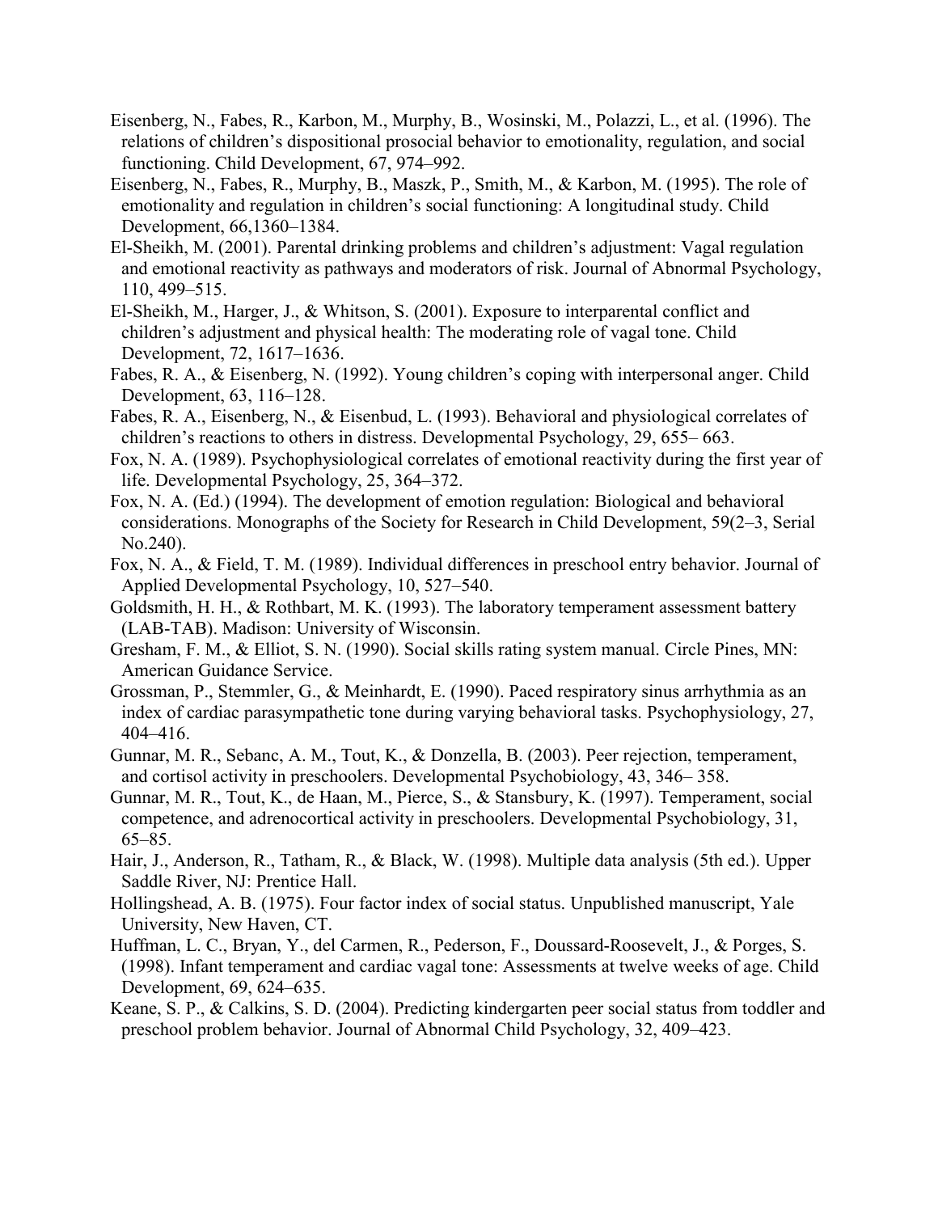Eisenberg, N., Fabes, R., Karbon, M., Murphy, B., Wosinski, M., Polazzi, L., et al. (1996). The relations of children's dispositional prosocial behavior to emotionality, regulation, and social functioning. Child Development, 67, 974–992.

Eisenberg, N., Fabes, R., Murphy, B., Maszk, P., Smith, M., & Karbon, M. (1995). The role of emotionality and regulation in children's social functioning: A longitudinal study. Child Development, 66,1360–1384.

El-Sheikh, M. (2001). Parental drinking problems and children's adjustment: Vagal regulation and emotional reactivity as pathways and moderators of risk. Journal of Abnormal Psychology, 110, 499–515.

El-Sheikh, M., Harger, J., & Whitson, S. (2001). Exposure to interparental conflict and children's adjustment and physical health: The moderating role of vagal tone. Child Development, 72, 1617–1636.

Fabes, R. A., & Eisenberg, N. (1992). Young children's coping with interpersonal anger. Child Development, 63, 116–128.

Fabes, R. A., Eisenberg, N., & Eisenbud, L. (1993). Behavioral and physiological correlates of children's reactions to others in distress. Developmental Psychology, 29, 655– 663.

Fox, N. A. (1989). Psychophysiological correlates of emotional reactivity during the first year of life. Developmental Psychology, 25, 364–372.

Fox, N. A. (Ed.) (1994). The development of emotion regulation: Biological and behavioral considerations. Monographs of the Society for Research in Child Development, 59(2–3, Serial No.240).

Fox, N. A., & Field, T. M. (1989). Individual differences in preschool entry behavior. Journal of Applied Developmental Psychology, 10, 527–540.

Goldsmith, H. H., & Rothbart, M. K. (1993). The laboratory temperament assessment battery (LAB-TAB). Madison: University of Wisconsin.

Gresham, F. M., & Elliot, S. N. (1990). Social skills rating system manual. Circle Pines, MN: American Guidance Service.

Grossman, P., Stemmler, G., & Meinhardt, E. (1990). Paced respiratory sinus arrhythmia as an index of cardiac parasympathetic tone during varying behavioral tasks. Psychophysiology, 27, 404–416.

Gunnar, M. R., Sebanc, A. M., Tout, K., & Donzella, B. (2003). Peer rejection, temperament, and cortisol activity in preschoolers. Developmental Psychobiology, 43, 346– 358.

Gunnar, M. R., Tout, K., de Haan, M., Pierce, S., & Stansbury, K. (1997). Temperament, social competence, and adrenocortical activity in preschoolers. Developmental Psychobiology, 31, 65–85.

Hair, J., Anderson, R., Tatham, R., & Black, W. (1998). Multiple data analysis (5th ed.). Upper Saddle River, NJ: Prentice Hall.

Hollingshead, A. B. (1975). Four factor index of social status. Unpublished manuscript, Yale University, New Haven, CT.

Huffman, L. C., Bryan, Y., del Carmen, R., Pederson, F., Doussard-Roosevelt, J., & Porges, S. (1998). Infant temperament and cardiac vagal tone: Assessments at twelve weeks of age. Child Development, 69, 624–635.

Keane, S. P., & Calkins, S. D. (2004). Predicting kindergarten peer social status from toddler and preschool problem behavior. Journal of Abnormal Child Psychology, 32, 409–423.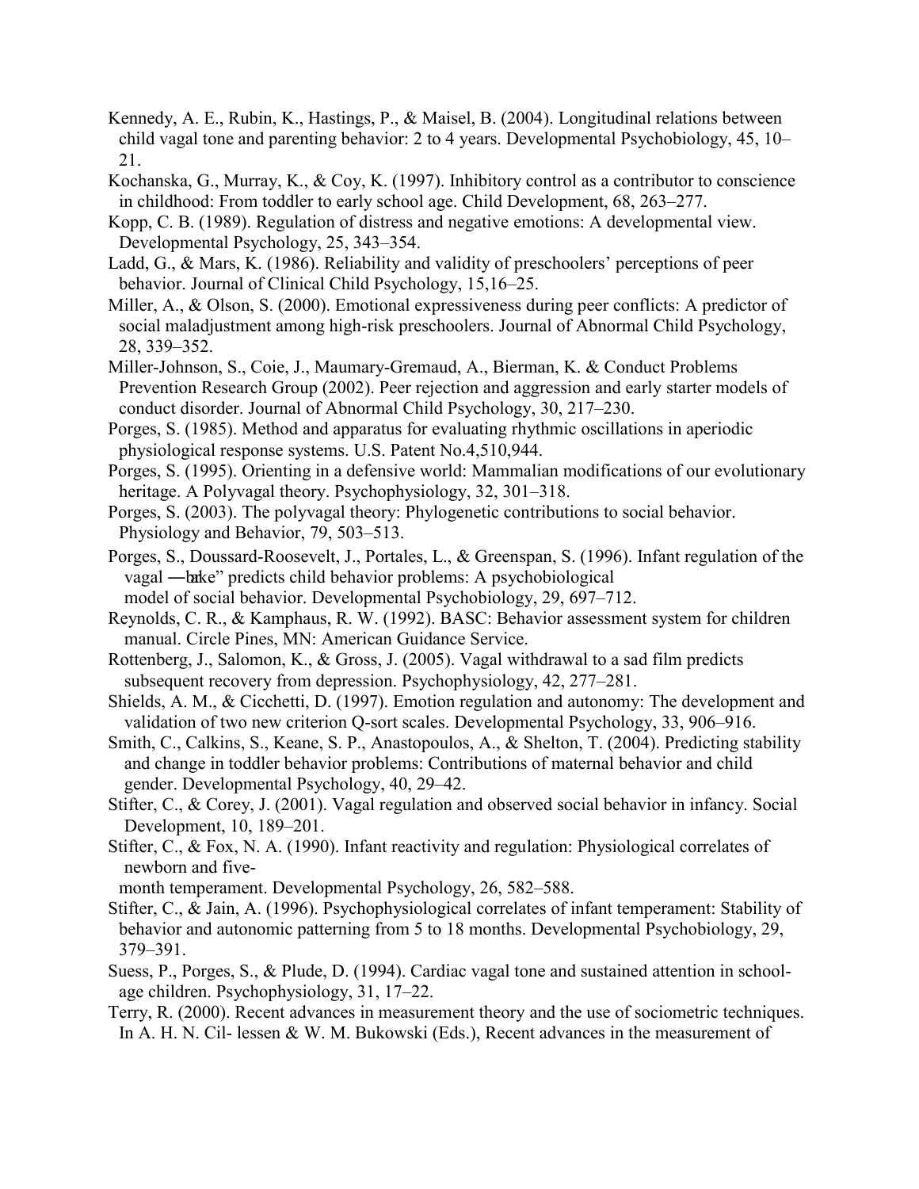Kennedy, A. E., Rubin, K., Hastings, P., & Maisel, B. (2004). Longitudinal relations between child vagal tone and parenting behavior: 2 to 4 years. Developmental Psychobiology, 45, 10–21.

Kochanska, G., Murray, K., & Coy, K. (1997). Inhibitory control as a contributor to conscience in childhood: From toddler to early school age. Child Development, 68, 263–277.

Kopp, C. B. (1989). Regulation of distress and negative emotions: A developmental view. Developmental Psychology, 25, 343–354.

Ladd, G., & Mars, K. (1986). Reliability and validity of preschoolers' perceptions of peer behavior. Journal of Clinical Child Psychology, 15,16–25.

Miller, A., & Olson, S. (2000). Emotional expressiveness during peer conflicts: A predictor of social maladjustment among high-risk preschoolers. Journal of Abnormal Child Psychology, 28, 339–352.

Miller-Johnson, S., Coie, J., Maumary-Gremaud, A., Bierman, K. & Conduct Problems Prevention Research Group (2002). Peer rejection and aggression and early starter models of conduct disorder. Journal of Abnormal Child Psychology, 30, 217–230.

Porges, S. (1985). Method and apparatus for evaluating rhythmic oscillations in aperiodic physiological response systems. U.S. Patent No.4,510,944.

Porges, S. (1995). Orienting in a defensive world: Mammalian modifications of our evolutionary heritage. A Polyvagal theory. Psychophysiology, 32, 301–318.

Porges, S. (2003). The polyvagal theory: Phylogenetic contributions to social behavior. Physiology and Behavior, 79, 503–513.

Porges, S., Doussard-Roosevelt, J., Portales, L., & Greenspan, S. (1996). Infant regulation of the vagal ―brake" predicts child behavior problems: A psychobiological model of social behavior. Developmental Psychobiology, 29, 697–712.

Reynolds, C. R., & Kamphaus, R. W. (1992). BASC: Behavior assessment system for children manual. Circle Pines, MN: American Guidance Service.

Rottenberg, J., Salomon, K., & Gross, J. (2005). Vagal withdrawal to a sad film predicts subsequent recovery from depression. Psychophysiology, 42, 277–281.

Shields, A. M., & Cicchetti, D. (1997). Emotion regulation and autonomy: The development and validation of two new criterion Q-sort scales. Developmental Psychology, 33, 906–916.

Smith, C., Calkins, S., Keane, S. P., Anastopoulos, A., & Shelton, T. (2004). Predicting stability and change in toddler behavior problems: Contributions of maternal behavior and child gender. Developmental Psychology, 40, 29–42.

Stifter, C., & Corey, J. (2001). Vagal regulation and observed social behavior in infancy. Social Development, 10, 189–201.

Stifter, C., & Fox, N. A. (1990). Infant reactivity and regulation: Physiological correlates of newborn and five-month temperament. Developmental Psychology, 26, 582–588.

Stifter, C., & Jain, A. (1996). Psychophysiological correlates of infant temperament: Stability of behavior and autonomic patterning from 5 to 18 months. Developmental Psychobiology, 29, 379–391.

Suess, P., Porges, S., & Plude, D. (1994). Cardiac vagal tone and sustained attention in school-age children. Psychophysiology, 31, 17–22.

Terry, R. (2000). Recent advances in measurement theory and the use of sociometric techniques. In A. H. N. Cil- lessen & W. M. Bukowski (Eds.), Recent advances in the measurement of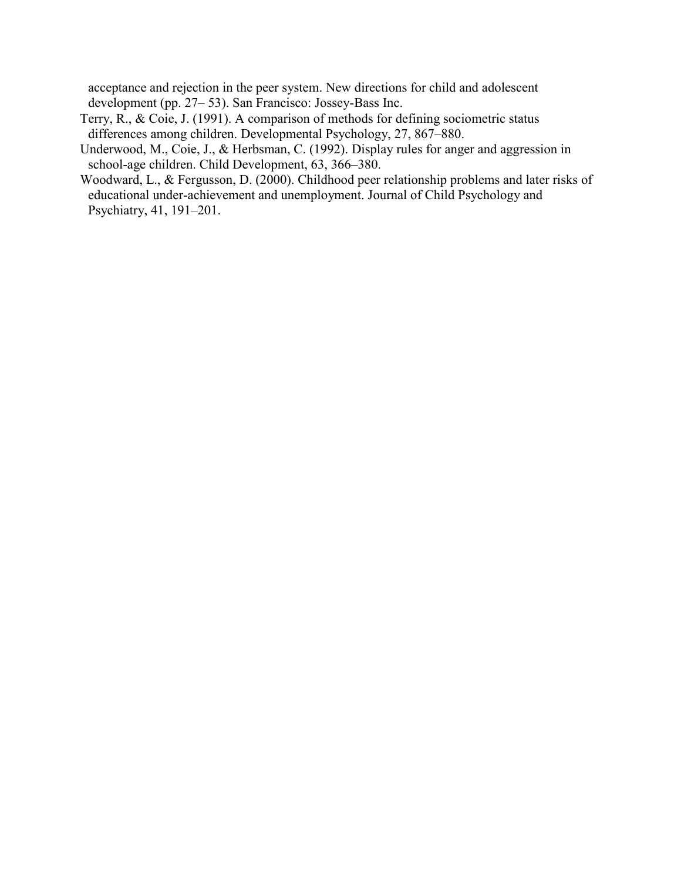acceptance and rejection in the peer system. New directions for child and adolescent development (pp. 27– 53). San Francisco: Jossey-Bass Inc.

Terry, R., & Coie, J. (1991). A comparison of methods for defining sociometric status differences among children. Developmental Psychology, 27, 867–880.

Underwood, M., Coie, J., & Herbsman, C. (1992). Display rules for anger and aggression in school-age children. Child Development, 63, 366–380.

Woodward, L., & Fergusson, D. (2000). Childhood peer relationship problems and later risks of educational under-achievement and unemployment. Journal of Child Psychology and Psychiatry, 41, 191–201.